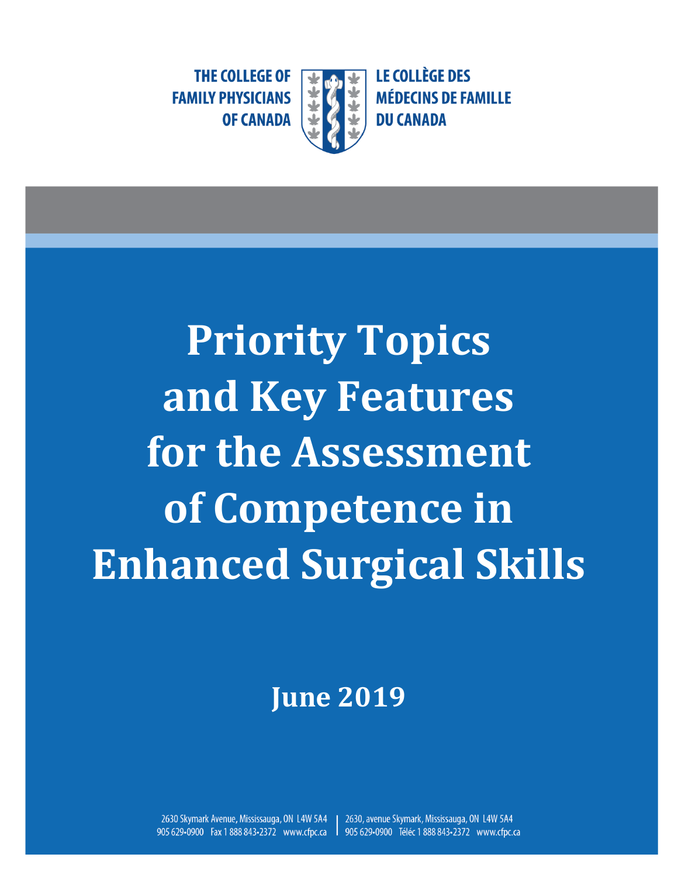THE COLLEGE OF FAMILY PHYSICIANS OF CANADA

LE COLLÈGE DES MÉDECINS DE FAMILLE DU CANADA

# Priority Topics and Key Features for the Assessment of Competence in Enhanced Surgical Skills

## June 2019

2630 Skymark Avenue, Mississauga, ON L4W 5A4 | 2630, avenue Skymark, Mississauga, ON L4W 5A4

905 629•0900 Fax 1 888 843•2372 www.cfpc.ca | 905 629•0900 Téléc 1 888 843•2372 www.cfpc.ca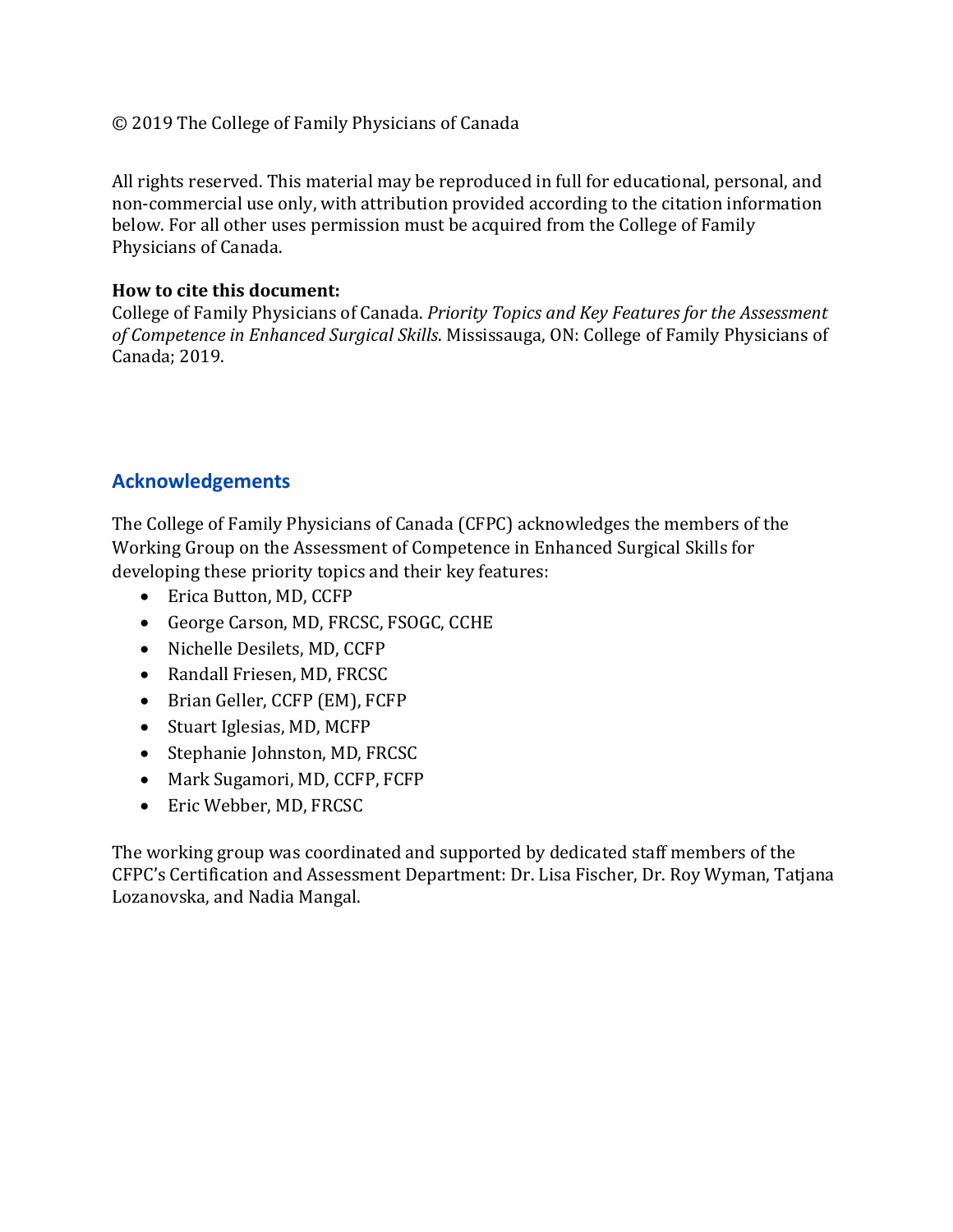© 2019 The College of Family Physicians of Canada

All rights reserved. This material may be reproduced in full for educational, personal, and non-commercial use only, with attribution provided according to the citation information below. For all other uses permission must be acquired from the College of Family Physicians of Canada.

**How to cite this document:**
College of Family Physicians of Canada. *Priority Topics and Key Features for the Assessment of Competence in Enhanced Surgical Skills*. Mississauga, ON: College of Family Physicians of Canada; 2019.

## Acknowledgements

The College of Family Physicians of Canada (CFPC) acknowledges the members of the Working Group on the Assessment of Competence in Enhanced Surgical Skills for developing these priority topics and their key features:

- Erica Button, MD, CCFP
- George Carson, MD, FRCSC, FSOGC, CCHE
- Nichelle Desilets, MD, CCFP
- Randall Friesen, MD, FRCSC
- Brian Geller, CCFP (EM), FCFP
- Stuart Iglesias, MD, MCFP
- Stephanie Johnston, MD, FRCSC
- Mark Sugamori, MD, CCFP, FCFP
- Eric Webber, MD, FRCSC

The working group was coordinated and supported by dedicated staff members of the CFPC's Certification and Assessment Department: Dr. Lisa Fischer, Dr. Roy Wyman, Tatjana Lozanovska, and Nadia Mangal.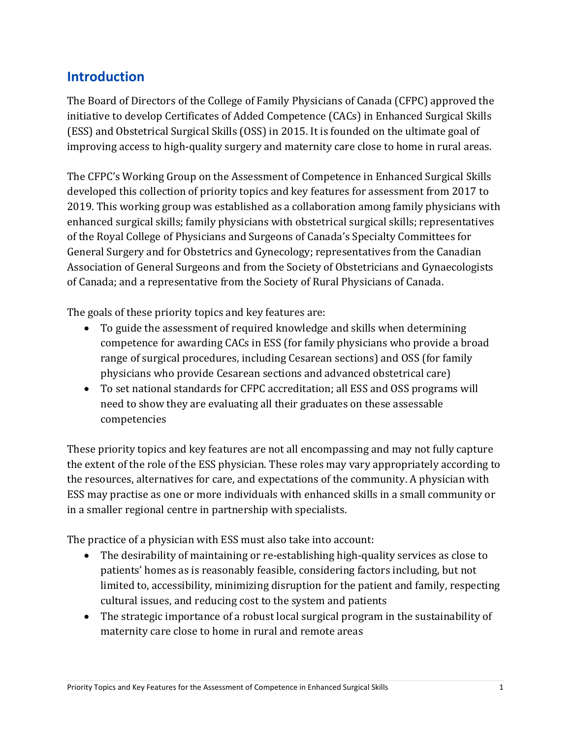## Introduction

The Board of Directors of the College of Family Physicians of Canada (CFPC) approved the initiative to develop Certificates of Added Competence (CACs) in Enhanced Surgical Skills (ESS) and Obstetrical Surgical Skills (OSS) in 2015. It is founded on the ultimate goal of improving access to high-quality surgery and maternity care close to home in rural areas.

The CFPC's Working Group on the Assessment of Competence in Enhanced Surgical Skills developed this collection of priority topics and key features for assessment from 2017 to 2019. This working group was established as a collaboration among family physicians with enhanced surgical skills; family physicians with obstetrical surgical skills; representatives of the Royal College of Physicians and Surgeons of Canada's Specialty Committees for General Surgery and for Obstetrics and Gynecology; representatives from the Canadian Association of General Surgeons and from the Society of Obstetricians and Gynaecologists of Canada; and a representative from the Society of Rural Physicians of Canada.

The goals of these priority topics and key features are:

- To guide the assessment of required knowledge and skills when determining competence for awarding CACs in ESS (for family physicians who provide a broad range of surgical procedures, including Cesarean sections) and OSS (for family physicians who provide Cesarean sections and advanced obstetrical care)
- To set national standards for CFPC accreditation; all ESS and OSS programs will need to show they are evaluating all their graduates on these assessable competencies

These priority topics and key features are not all encompassing and may not fully capture the extent of the role of the ESS physician. These roles may vary appropriately according to the resources, alternatives for care, and expectations of the community. A physician with ESS may practise as one or more individuals with enhanced skills in a small community or in a smaller regional centre in partnership with specialists.

The practice of a physician with ESS must also take into account:

- The desirability of maintaining or re-establishing high-quality services as close to patients' homes as is reasonably feasible, considering factors including, but not limited to, accessibility, minimizing disruption for the patient and family, respecting cultural issues, and reducing cost to the system and patients
- The strategic importance of a robust local surgical program in the sustainability of maternity care close to home in rural and remote areas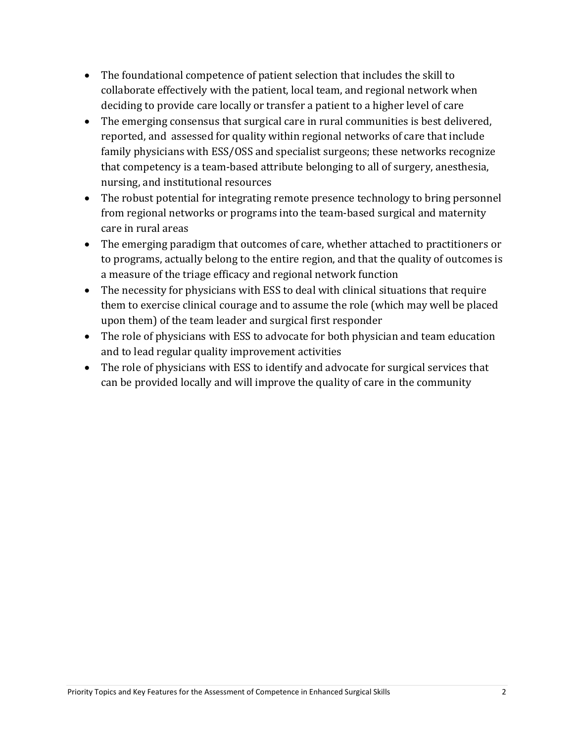- The foundational competence of patient selection that includes the skill to collaborate effectively with the patient, local team, and regional network when deciding to provide care locally or transfer a patient to a higher level of care
- The emerging consensus that surgical care in rural communities is best delivered, reported, and assessed for quality within regional networks of care that include family physicians with ESS/OSS and specialist surgeons; these networks recognize that competency is a team-based attribute belonging to all of surgery, anesthesia, nursing, and institutional resources
- The robust potential for integrating remote presence technology to bring personnel from regional networks or programs into the team-based surgical and maternity care in rural areas
- The emerging paradigm that outcomes of care, whether attached to practitioners or to programs, actually belong to the entire region, and that the quality of outcomes is a measure of the triage efficacy and regional network function
- The necessity for physicians with ESS to deal with clinical situations that require them to exercise clinical courage and to assume the role (which may well be placed upon them) of the team leader and surgical first responder
- The role of physicians with ESS to advocate for both physician and team education and to lead regular quality improvement activities
- The role of physicians with ESS to identify and advocate for surgical services that can be provided locally and will improve the quality of care in the community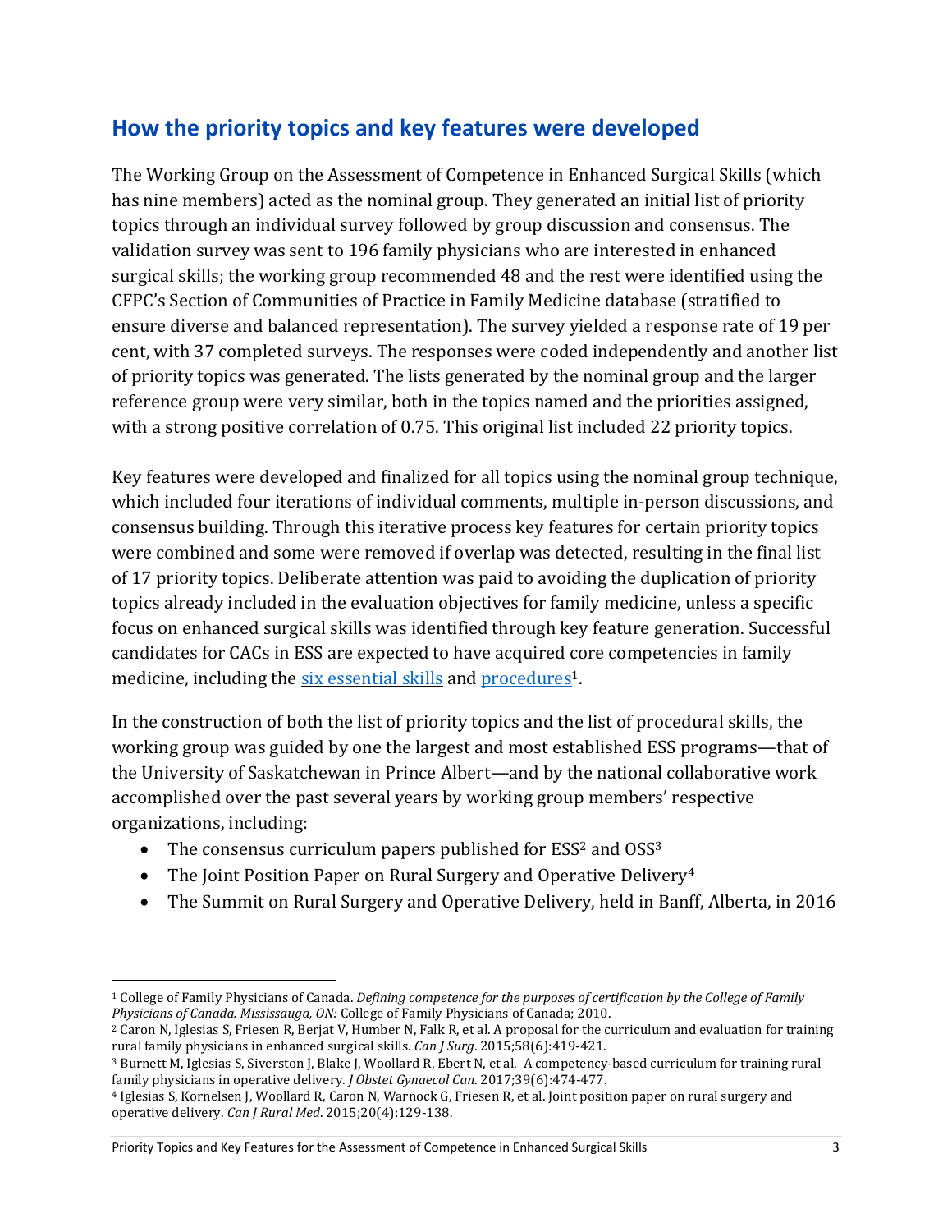## How the priority topics and key features were developed

The Working Group on the Assessment of Competence in Enhanced Surgical Skills (which has nine members) acted as the nominal group. They generated an initial list of priority topics through an individual survey followed by group discussion and consensus. The validation survey was sent to 196 family physicians who are interested in enhanced surgical skills; the working group recommended 48 and the rest were identified using the CFPC's Section of Communities of Practice in Family Medicine database (stratified to ensure diverse and balanced representation). The survey yielded a response rate of 19 per cent, with 37 completed surveys. The responses were coded independently and another list of priority topics was generated. The lists generated by the nominal group and the larger reference group were very similar, both in the topics named and the priorities assigned, with a strong positive correlation of 0.75. This original list included 22 priority topics.

Key features were developed and finalized for all topics using the nominal group technique, which included four iterations of individual comments, multiple in-person discussions, and consensus building. Through this iterative process key features for certain priority topics were combined and some were removed if overlap was detected, resulting in the final list of 17 priority topics. Deliberate attention was paid to avoiding the duplication of priority topics already included in the evaluation objectives for family medicine, unless a specific focus on enhanced surgical skills was identified through key feature generation. Successful candidates for CACs in ESS are expected to have acquired core competencies in family medicine, including the six essential skills and procedures[1].

In the construction of both the list of priority topics and the list of procedural skills, the working group was guided by one the largest and most established ESS programs—that of the University of Saskatchewan in Prince Albert—and by the national collaborative work accomplished over the past several years by working group members' respective organizations, including:

- The consensus curriculum papers published for ESS[2] and OSS[3]
- The Joint Position Paper on Rural Surgery and Operative Delivery[4]
- The Summit on Rural Surgery and Operative Delivery, held in Banff, Alberta, in 2016

---

[1] College of Family Physicians of Canada. *Defining competence for the purposes of certification by the College of Family Physicians of Canada. Mississauga, ON:* College of Family Physicians of Canada; 2010.

[2] Caron N, Iglesias S, Friesen R, Berjat V, Humber N, Falk R, et al. A proposal for the curriculum and evaluation for training rural family physicians in enhanced surgical skills. *Can J Surg*. 2015;58(6):419-421.

[3] Burnett M, Iglesias S, Siverston J, Blake J, Woollard R, Ebert N, et al. A competency-based curriculum for training rural family physicians in operative delivery. *J Obstet Gynaecol Can*. 2017;39(6):474-477.

[4] Iglesias S, Kornelsen J, Woollard R, Caron N, Warnock G, Friesen R, et al. Joint position paper on rural surgery and operative delivery. *Can J Rural Med*. 2015;20(4):129-138.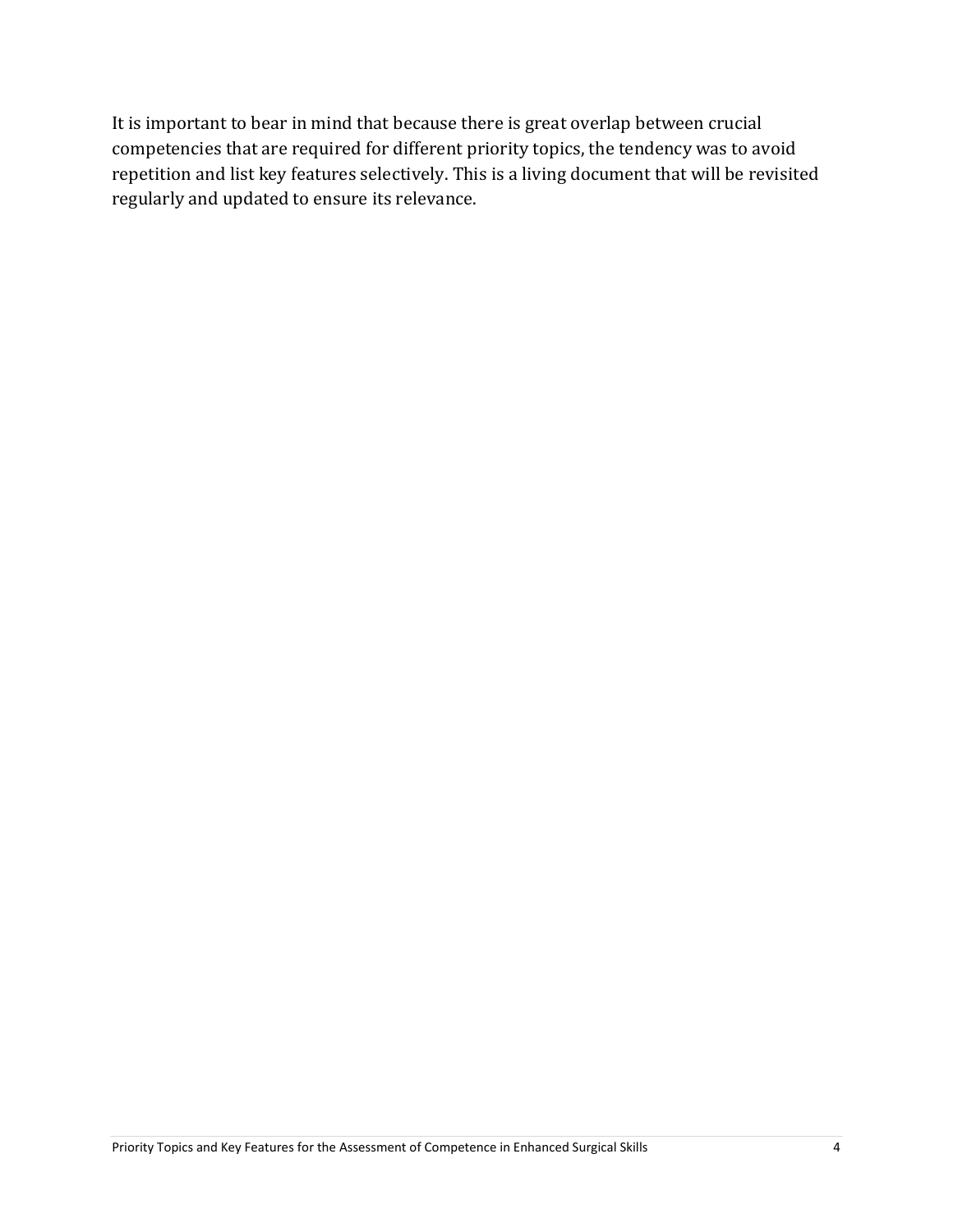It is important to bear in mind that because there is great overlap between crucial competencies that are required for different priority topics, the tendency was to avoid repetition and list key features selectively. This is a living document that will be revisited regularly and updated to ensure its relevance.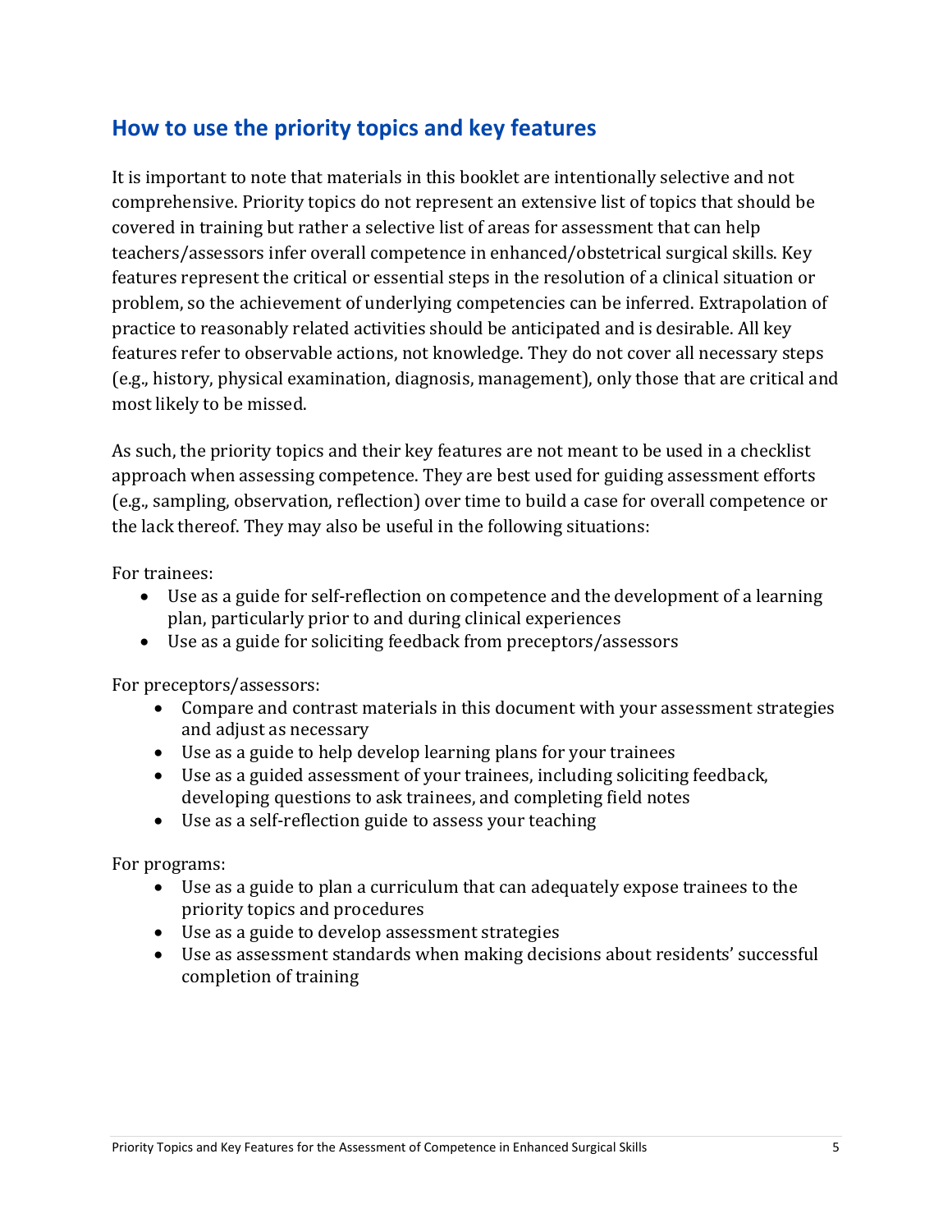## How to use the priority topics and key features

It is important to note that materials in this booklet are intentionally selective and not comprehensive. Priority topics do not represent an extensive list of topics that should be covered in training but rather a selective list of areas for assessment that can help teachers/assessors infer overall competence in enhanced/obstetrical surgical skills. Key features represent the critical or essential steps in the resolution of a clinical situation or problem, so the achievement of underlying competencies can be inferred. Extrapolation of practice to reasonably related activities should be anticipated and is desirable. All key features refer to observable actions, not knowledge. They do not cover all necessary steps (e.g., history, physical examination, diagnosis, management), only those that are critical and most likely to be missed.

As such, the priority topics and their key features are not meant to be used in a checklist approach when assessing competence. They are best used for guiding assessment efforts (e.g., sampling, observation, reflection) over time to build a case for overall competence or the lack thereof. They may also be useful in the following situations:

For trainees:

- Use as a guide for self-reflection on competence and the development of a learning plan, particularly prior to and during clinical experiences
- Use as a guide for soliciting feedback from preceptors/assessors

For preceptors/assessors:

- Compare and contrast materials in this document with your assessment strategies and adjust as necessary
- Use as a guide to help develop learning plans for your trainees
- Use as a guided assessment of your trainees, including soliciting feedback, developing questions to ask trainees, and completing field notes
- Use as a self-reflection guide to assess your teaching

For programs:

- Use as a guide to plan a curriculum that can adequately expose trainees to the priority topics and procedures
- Use as a guide to develop assessment strategies
- Use as assessment standards when making decisions about residents' successful completion of training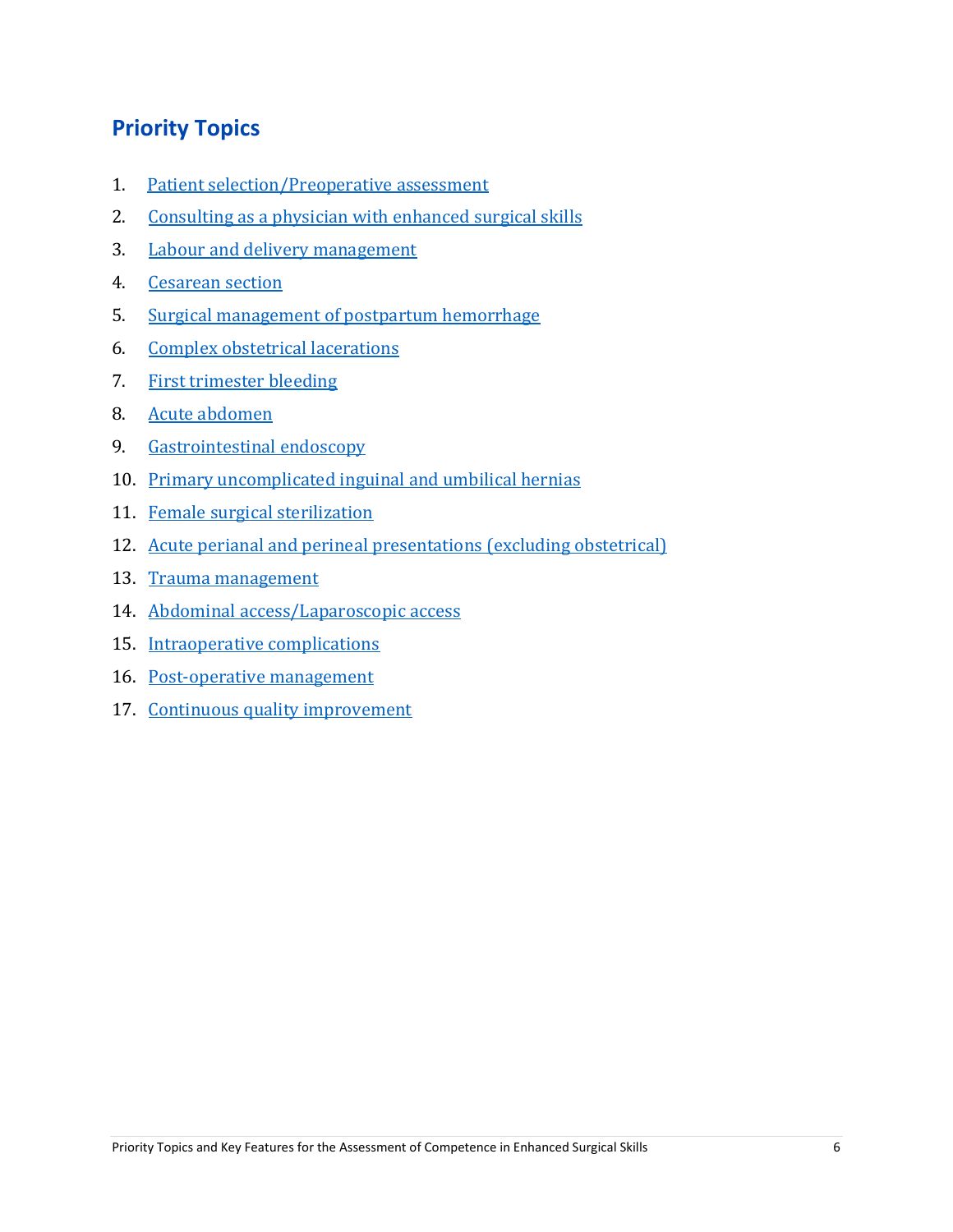## Priority Topics

1. Patient selection/Preoperative assessment
2. Consulting as a physician with enhanced surgical skills
3. Labour and delivery management
4. Cesarean section
5. Surgical management of postpartum hemorrhage
6. Complex obstetrical lacerations
7. First trimester bleeding
8. Acute abdomen
9. Gastrointestinal endoscopy
10. Primary uncomplicated inguinal and umbilical hernias
11. Female surgical sterilization
12. Acute perianal and perineal presentations (excluding obstetrical)
13. Trauma management
14. Abdominal access/Laparoscopic access
15. Intraoperative complications
16. Post-operative management
17. Continuous quality improvement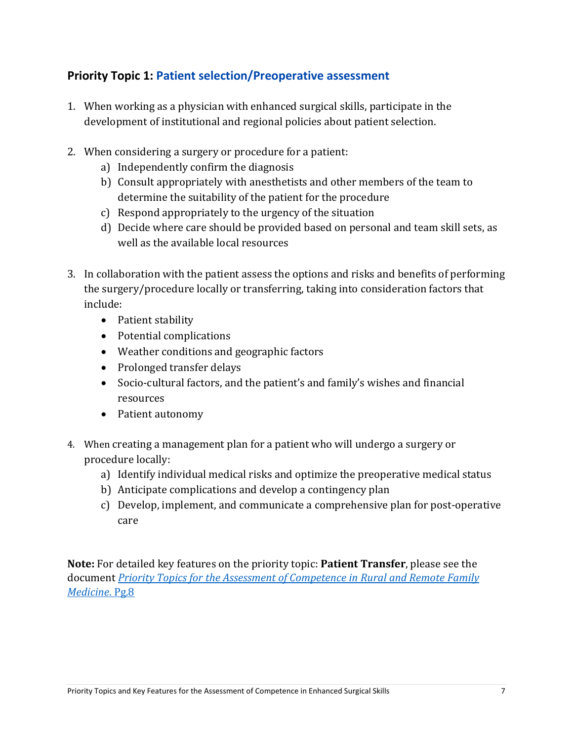## Priority Topic 1: Patient selection/Preoperative assessment

1. When working as a physician with enhanced surgical skills, participate in the development of institutional and regional policies about patient selection.

2. When considering a surgery or procedure for a patient:
   a) Independently confirm the diagnosis
   b) Consult appropriately with anesthetists and other members of the team to determine the suitability of the patient for the procedure
   c) Respond appropriately to the urgency of the situation
   d) Decide where care should be provided based on personal and team skill sets, as well as the available local resources

3. In collaboration with the patient assess the options and risks and benefits of performing the surgery/procedure locally or transferring, taking into consideration factors that include:
   - Patient stability
   - Potential complications
   - Weather conditions and geographic factors
   - Prolonged transfer delays
   - Socio-cultural factors, and the patient's and family's wishes and financial resources
   - Patient autonomy

4. When creating a management plan for a patient who will undergo a surgery or procedure locally:
   a) Identify individual medical risks and optimize the preoperative medical status
   b) Anticipate complications and develop a contingency plan
   c) Develop, implement, and communicate a comprehensive plan for post-operative care

**Note:** For detailed key features on the priority topic: **Patient Transfer**, please see the document *Priority Topics for the Assessment of Competence in Rural and Remote Family Medicine*. Pg.8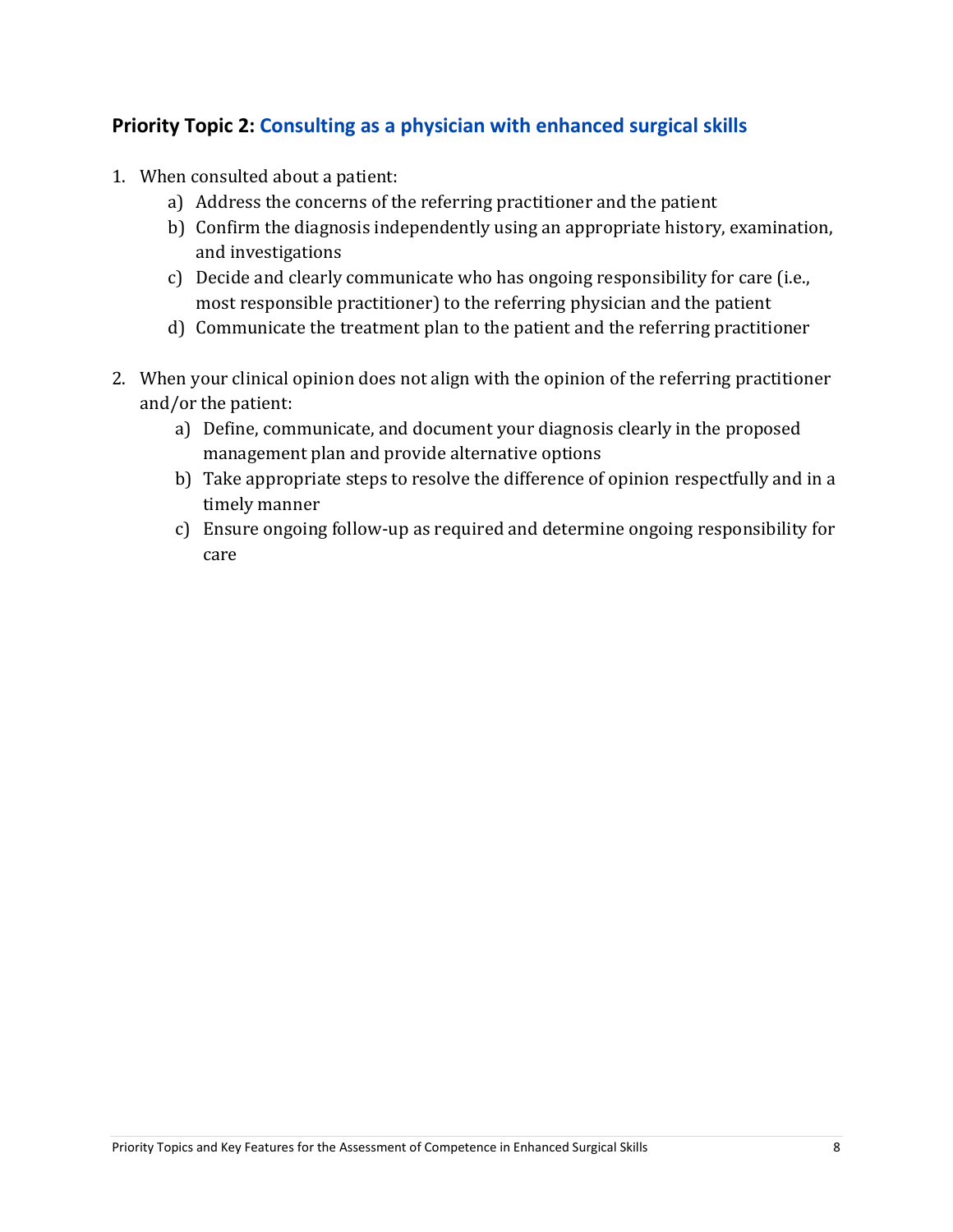## Priority Topic 2: Consulting as a physician with enhanced surgical skills

1. When consulted about a patient:
    a) Address the concerns of the referring practitioner and the patient
    b) Confirm the diagnosis independently using an appropriate history, examination, and investigations
    c) Decide and clearly communicate who has ongoing responsibility for care (i.e., most responsible practitioner) to the referring physician and the patient
    d) Communicate the treatment plan to the patient and the referring practitioner

2. When your clinical opinion does not align with the opinion of the referring practitioner and/or the patient:
    a) Define, communicate, and document your diagnosis clearly in the proposed management plan and provide alternative options
    b) Take appropriate steps to resolve the difference of opinion respectfully and in a timely manner
    c) Ensure ongoing follow-up as required and determine ongoing responsibility for care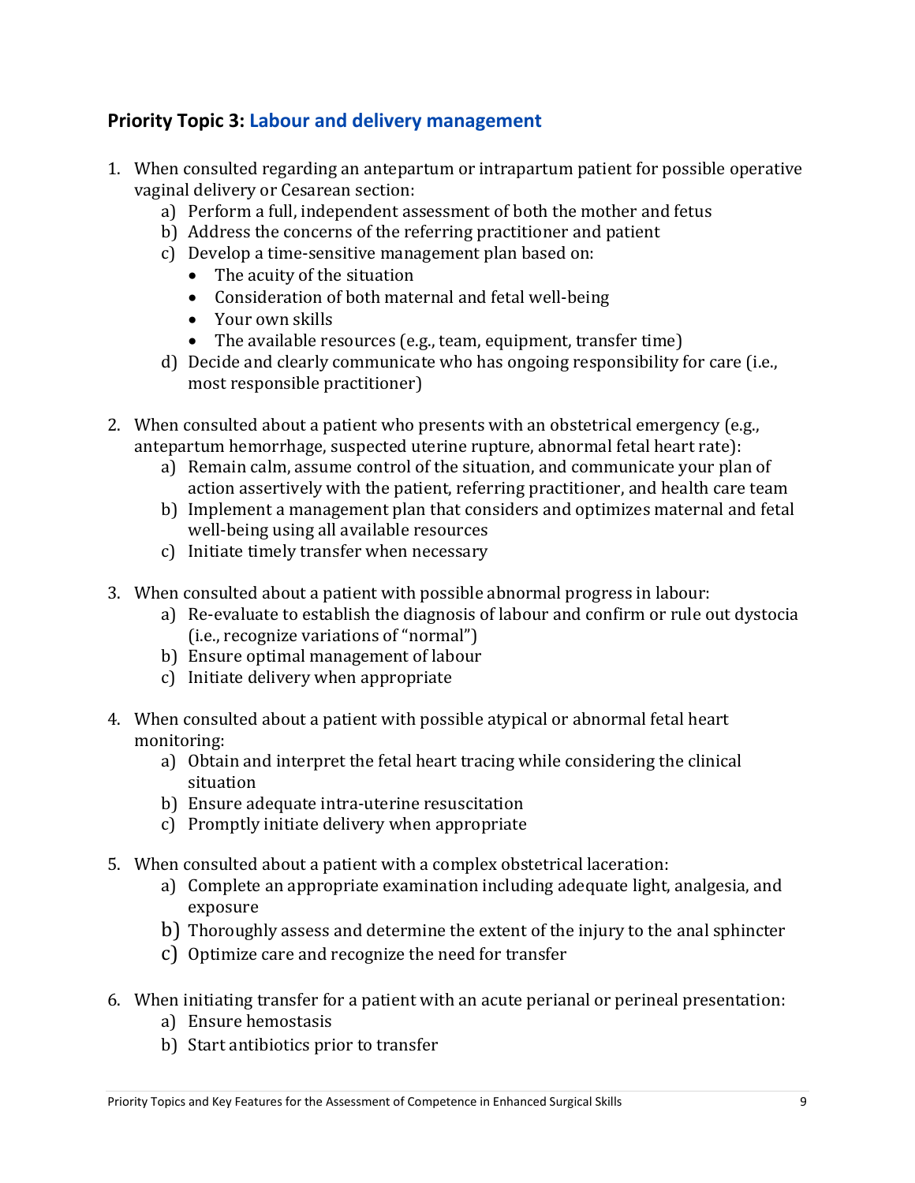## Priority Topic 3: Labour and delivery management

1. When consulted regarding an antepartum or intrapartum patient for possible operative vaginal delivery or Cesarean section:
    a) Perform a full, independent assessment of both the mother and fetus
    b) Address the concerns of the referring practitioner and patient
    c) Develop a time-sensitive management plan based on:
        - The acuity of the situation
        - Consideration of both maternal and fetal well-being
        - Your own skills
        - The available resources (e.g., team, equipment, transfer time)
    d) Decide and clearly communicate who has ongoing responsibility for care (i.e., most responsible practitioner)

2. When consulted about a patient who presents with an obstetrical emergency (e.g., antepartum hemorrhage, suspected uterine rupture, abnormal fetal heart rate):
    a) Remain calm, assume control of the situation, and communicate your plan of action assertively with the patient, referring practitioner, and health care team
    b) Implement a management plan that considers and optimizes maternal and fetal well-being using all available resources
    c) Initiate timely transfer when necessary

3. When consulted about a patient with possible abnormal progress in labour:
    a) Re-evaluate to establish the diagnosis of labour and confirm or rule out dystocia (i.e., recognize variations of "normal")
    b) Ensure optimal management of labour
    c) Initiate delivery when appropriate

4. When consulted about a patient with possible atypical or abnormal fetal heart monitoring:
    a) Obtain and interpret the fetal heart tracing while considering the clinical situation
    b) Ensure adequate intra-uterine resuscitation
    c) Promptly initiate delivery when appropriate

5. When consulted about a patient with a complex obstetrical laceration:
    a) Complete an appropriate examination including adequate light, analgesia, and exposure
    b) Thoroughly assess and determine the extent of the injury to the anal sphincter
    c) Optimize care and recognize the need for transfer

6. When initiating transfer for a patient with an acute perianal or perineal presentation:
    a) Ensure hemostasis
    b) Start antibiotics prior to transfer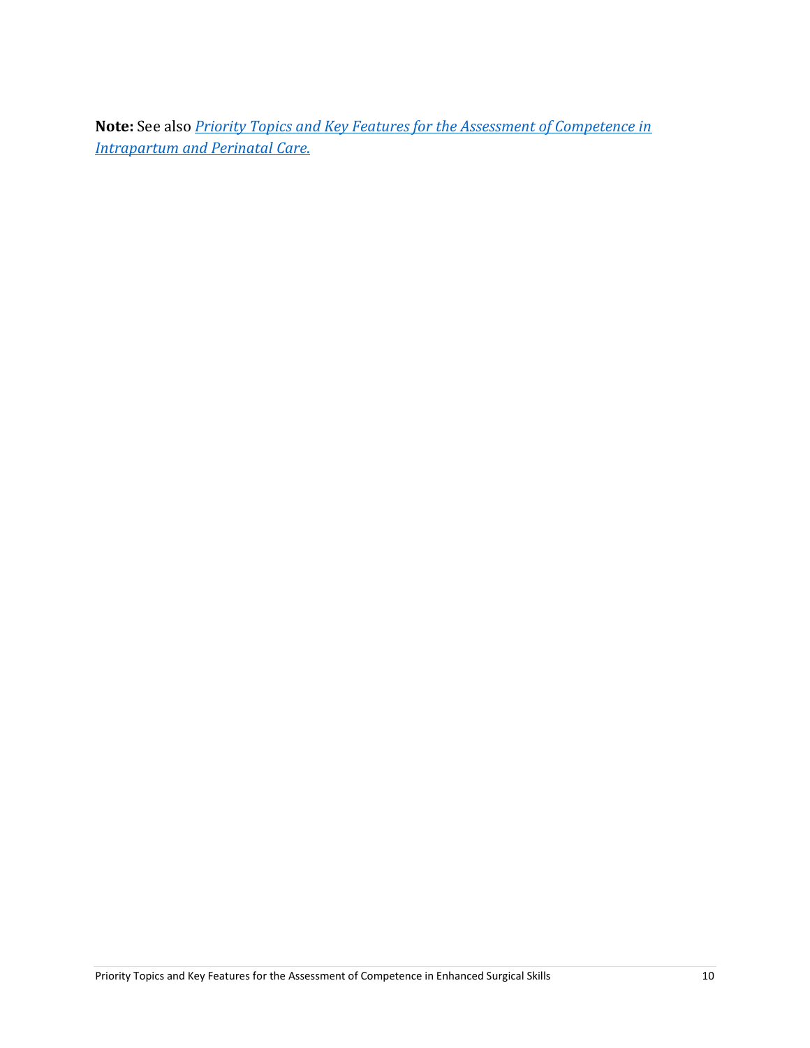**Note:** See also *[Priority Topics and Key Features for the Assessment of Competence in Intrapartum and Perinatal Care.](#)*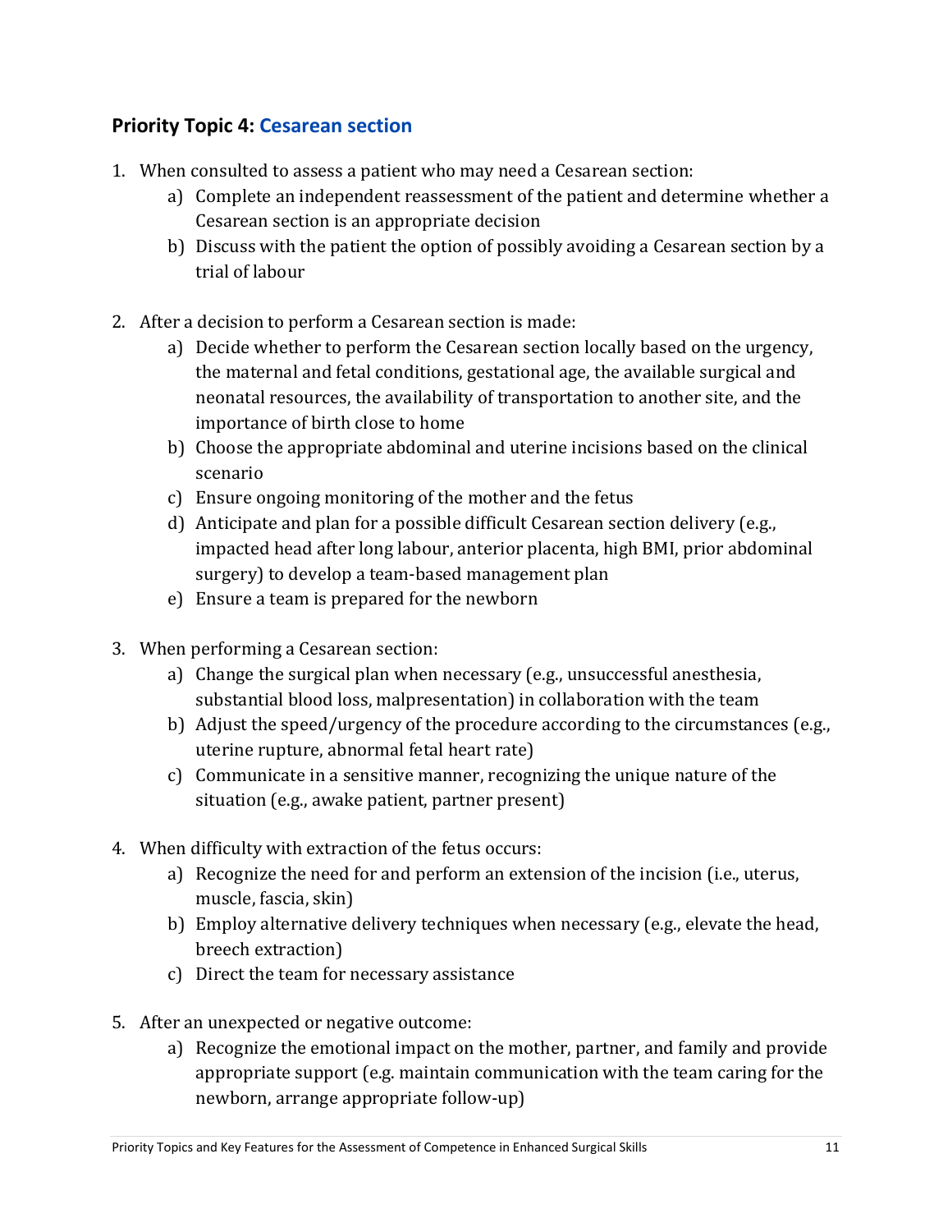## Priority Topic 4: Cesarean section

1. When consulted to assess a patient who may need a Cesarean section:
    a) Complete an independent reassessment of the patient and determine whether a Cesarean section is an appropriate decision
    b) Discuss with the patient the option of possibly avoiding a Cesarean section by a trial of labour

2. After a decision to perform a Cesarean section is made:
    a) Decide whether to perform the Cesarean section locally based on the urgency, the maternal and fetal conditions, gestational age, the available surgical and neonatal resources, the availability of transportation to another site, and the importance of birth close to home
    b) Choose the appropriate abdominal and uterine incisions based on the clinical scenario
    c) Ensure ongoing monitoring of the mother and the fetus
    d) Anticipate and plan for a possible difficult Cesarean section delivery (e.g., impacted head after long labour, anterior placenta, high BMI, prior abdominal surgery) to develop a team-based management plan
    e) Ensure a team is prepared for the newborn

3. When performing a Cesarean section:
    a) Change the surgical plan when necessary (e.g., unsuccessful anesthesia, substantial blood loss, malpresentation) in collaboration with the team
    b) Adjust the speed/urgency of the procedure according to the circumstances (e.g., uterine rupture, abnormal fetal heart rate)
    c) Communicate in a sensitive manner, recognizing the unique nature of the situation (e.g., awake patient, partner present)

4. When difficulty with extraction of the fetus occurs:
    a) Recognize the need for and perform an extension of the incision (i.e., uterus, muscle, fascia, skin)
    b) Employ alternative delivery techniques when necessary (e.g., elevate the head, breech extraction)
    c) Direct the team for necessary assistance

5. After an unexpected or negative outcome:
    a) Recognize the emotional impact on the mother, partner, and family and provide appropriate support (e.g. maintain communication with the team caring for the newborn, arrange appropriate follow-up)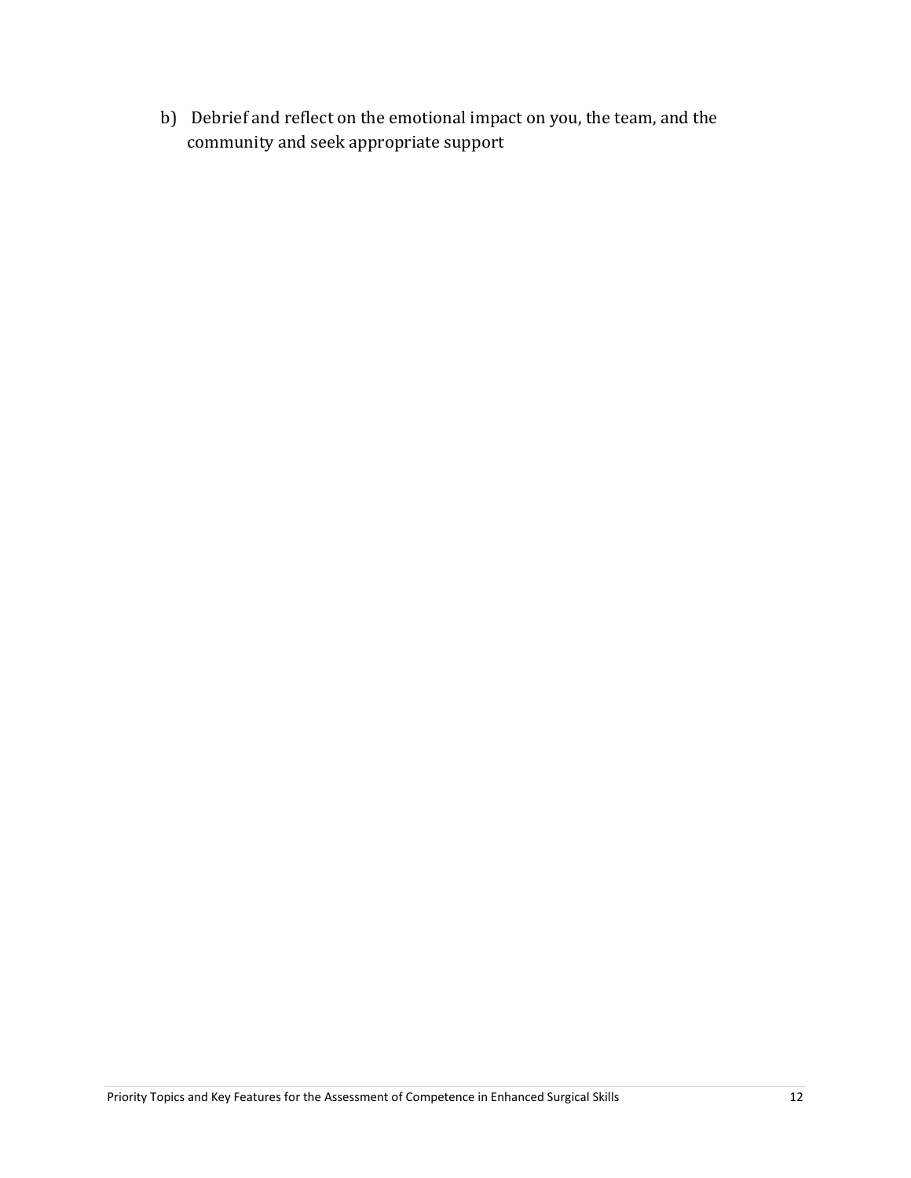b) Debrief and reflect on the emotional impact on you, the team, and the community and seek appropriate support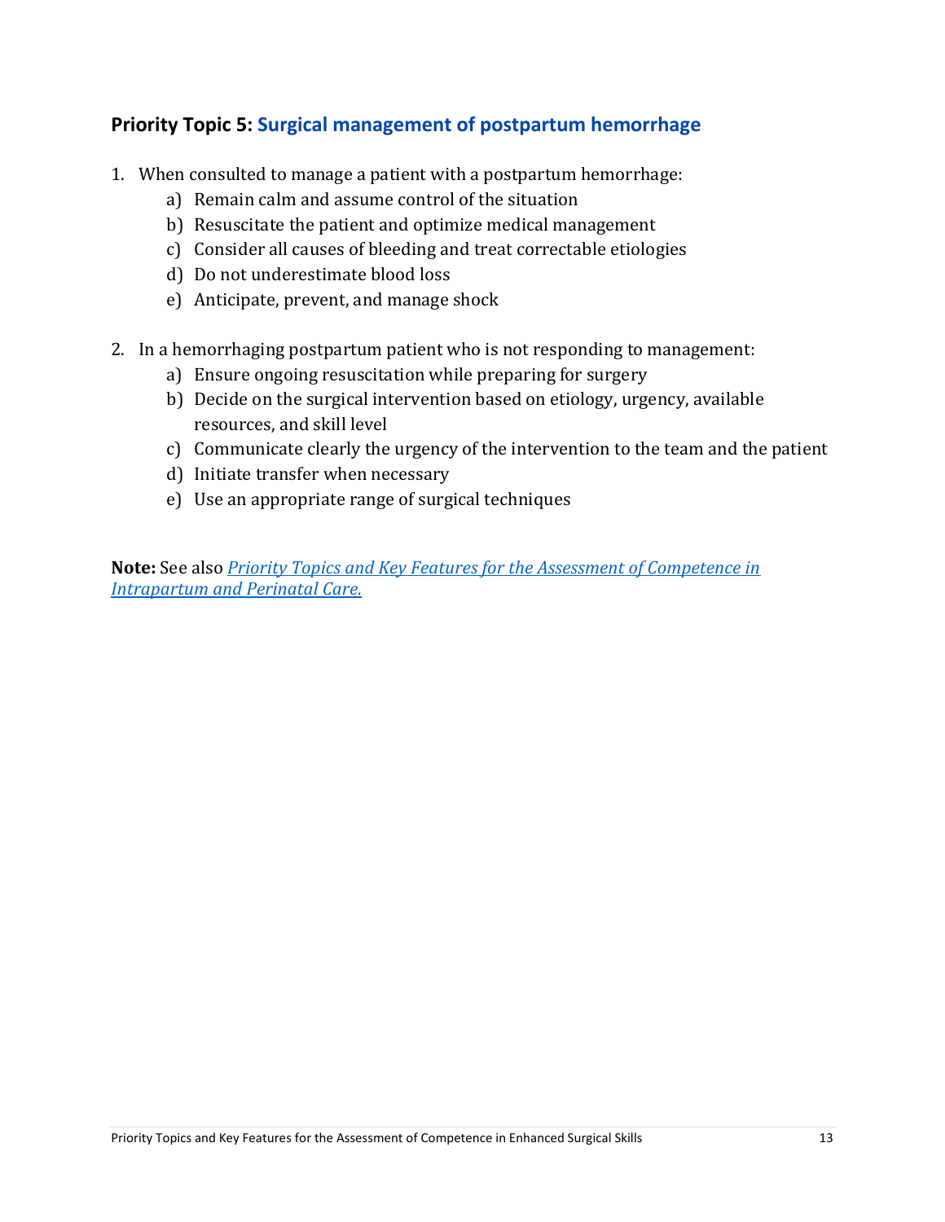## Priority Topic 5: Surgical management of postpartum hemorrhage

1. When consulted to manage a patient with a postpartum hemorrhage:
   a) Remain calm and assume control of the situation
   b) Resuscitate the patient and optimize medical management
   c) Consider all causes of bleeding and treat correctable etiologies
   d) Do not underestimate blood loss
   e) Anticipate, prevent, and manage shock

2. In a hemorrhaging postpartum patient who is not responding to management:
   a) Ensure ongoing resuscitation while preparing for surgery
   b) Decide on the surgical intervention based on etiology, urgency, available resources, and skill level
   c) Communicate clearly the urgency of the intervention to the team and the patient
   d) Initiate transfer when necessary
   e) Use an appropriate range of surgical techniques

**Note:** See also *Priority Topics and Key Features for the Assessment of Competence in Intrapartum and Perinatal Care.*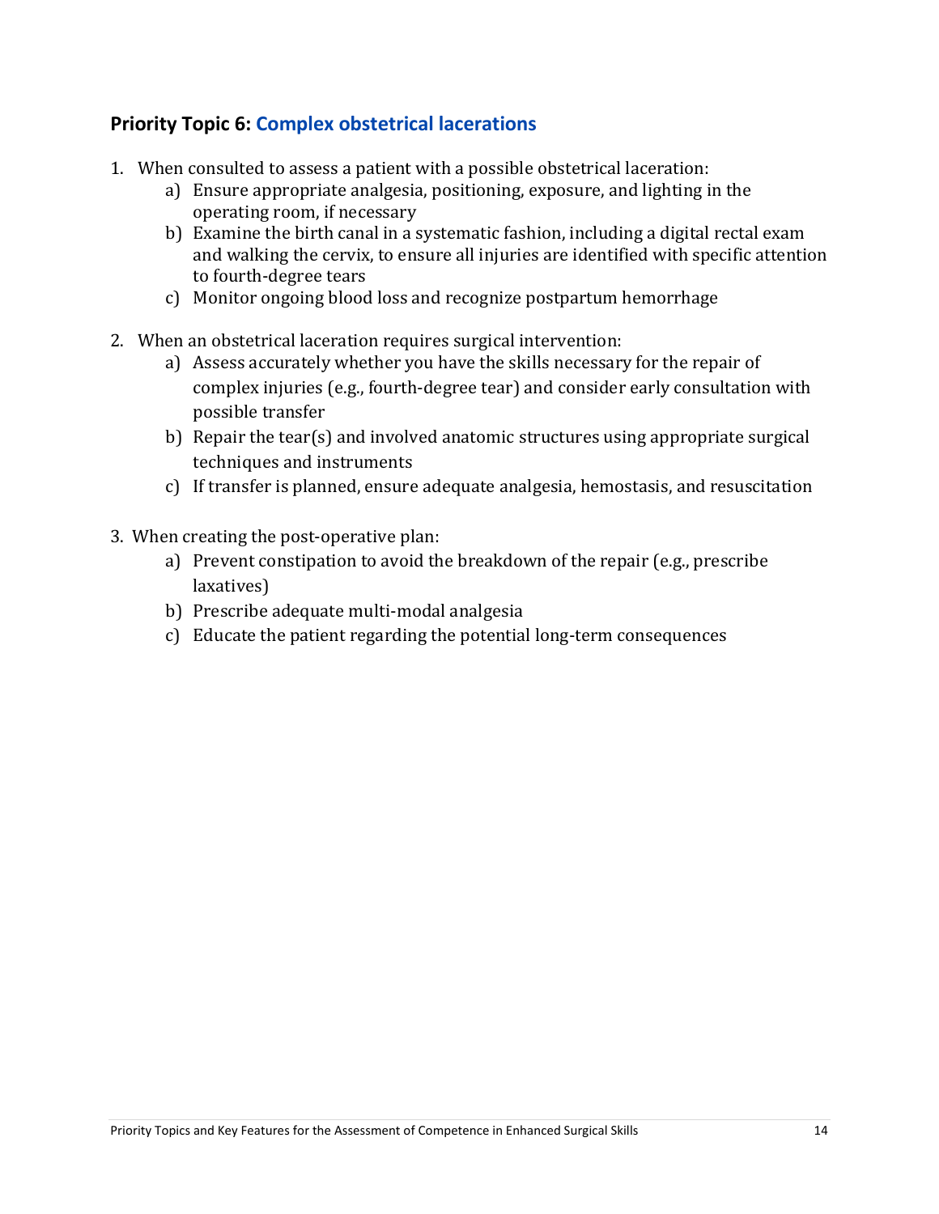## Priority Topic 6: Complex obstetrical lacerations

1. When consulted to assess a patient with a possible obstetrical laceration:
    a) Ensure appropriate analgesia, positioning, exposure, and lighting in the operating room, if necessary
    b) Examine the birth canal in a systematic fashion, including a digital rectal exam and walking the cervix, to ensure all injuries are identified with specific attention to fourth-degree tears
    c) Monitor ongoing blood loss and recognize postpartum hemorrhage

2. When an obstetrical laceration requires surgical intervention:
    a) Assess accurately whether you have the skills necessary for the repair of complex injuries (e.g., fourth-degree tear) and consider early consultation with possible transfer
    b) Repair the tear(s) and involved anatomic structures using appropriate surgical techniques and instruments
    c) If transfer is planned, ensure adequate analgesia, hemostasis, and resuscitation

3. When creating the post-operative plan:
    a) Prevent constipation to avoid the breakdown of the repair (e.g., prescribe laxatives)
    b) Prescribe adequate multi-modal analgesia
    c) Educate the patient regarding the potential long-term consequences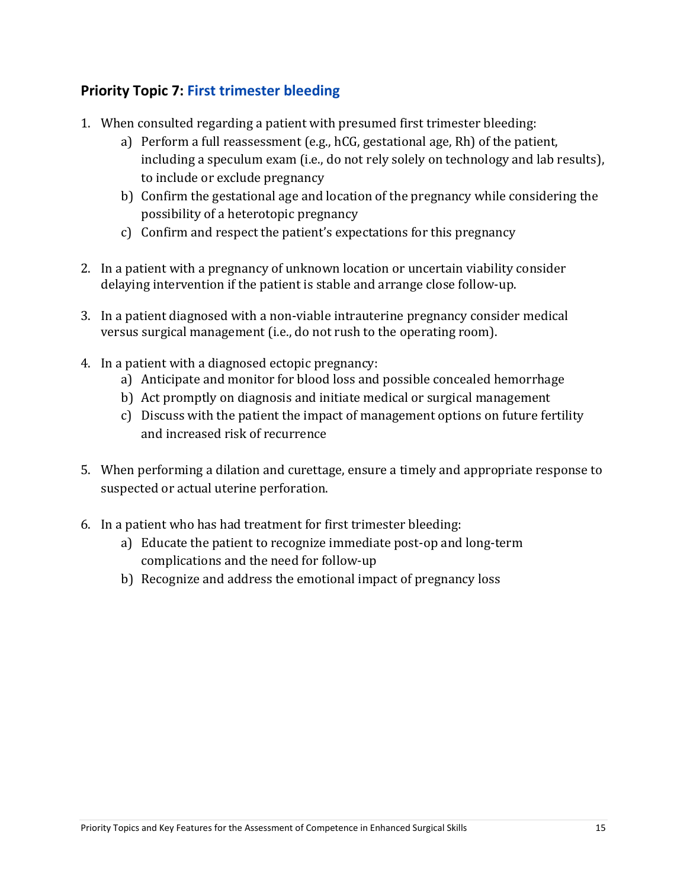## Priority Topic 7: First trimester bleeding

1. When consulted regarding a patient with presumed first trimester bleeding:
   a) Perform a full reassessment (e.g., hCG, gestational age, Rh) of the patient, including a speculum exam (i.e., do not rely solely on technology and lab results), to include or exclude pregnancy
   b) Confirm the gestational age and location of the pregnancy while considering the possibility of a heterotopic pregnancy
   c) Confirm and respect the patient's expectations for this pregnancy

2. In a patient with a pregnancy of unknown location or uncertain viability consider delaying intervention if the patient is stable and arrange close follow-up.

3. In a patient diagnosed with a non-viable intrauterine pregnancy consider medical versus surgical management (i.e., do not rush to the operating room).

4. In a patient with a diagnosed ectopic pregnancy:
   a) Anticipate and monitor for blood loss and possible concealed hemorrhage
   b) Act promptly on diagnosis and initiate medical or surgical management
   c) Discuss with the patient the impact of management options on future fertility and increased risk of recurrence

5. When performing a dilation and curettage, ensure a timely and appropriate response to suspected or actual uterine perforation.

6. In a patient who has had treatment for first trimester bleeding:
   a) Educate the patient to recognize immediate post-op and long-term complications and the need for follow-up
   b) Recognize and address the emotional impact of pregnancy loss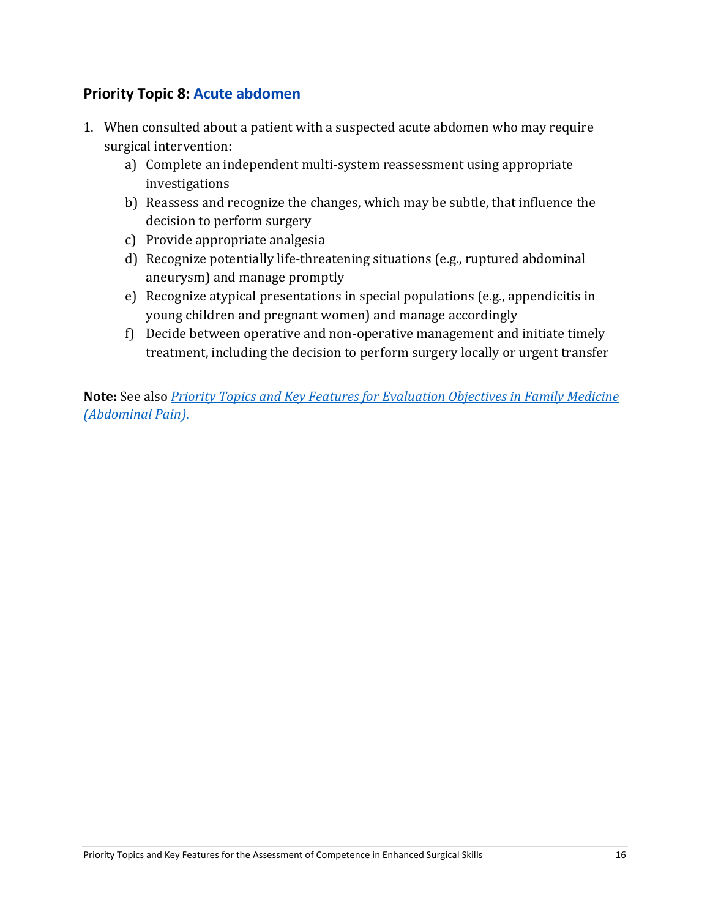## Priority Topic 8: Acute abdomen

1. When consulted about a patient with a suspected acute abdomen who may require surgical intervention:
   a) Complete an independent multi-system reassessment using appropriate investigations
   b) Reassess and recognize the changes, which may be subtle, that influence the decision to perform surgery
   c) Provide appropriate analgesia
   d) Recognize potentially life-threatening situations (e.g., ruptured abdominal aneurysm) and manage promptly
   e) Recognize atypical presentations in special populations (e.g., appendicitis in young children and pregnant women) and manage accordingly
   f) Decide between operative and non-operative management and initiate timely treatment, including the decision to perform surgery locally or urgent transfer

**Note:** See also *Priority Topics and Key Features for Evaluation Objectives in Family Medicine (Abdominal Pain).*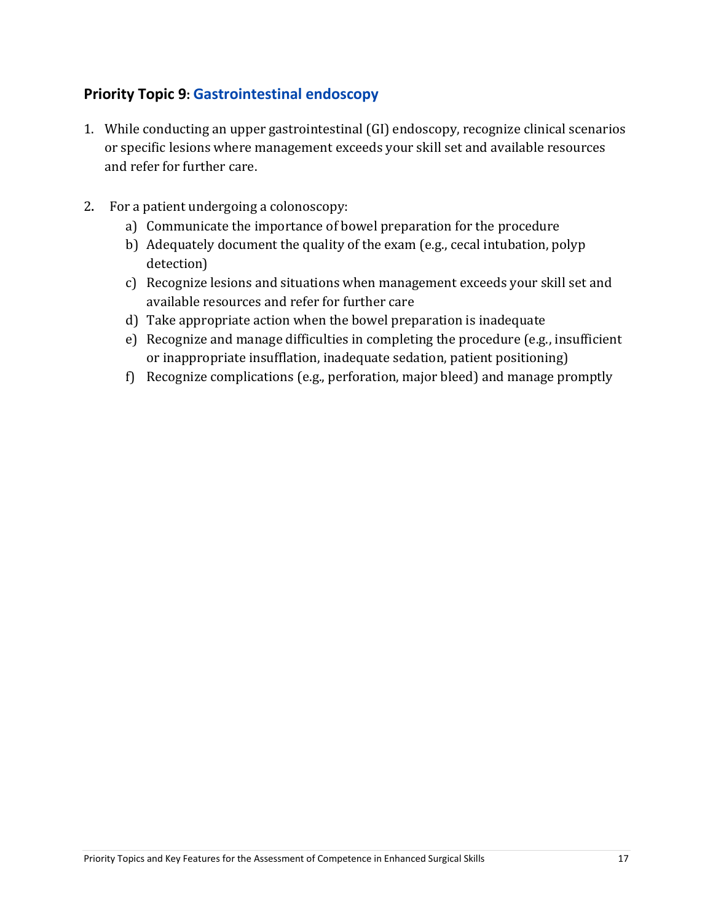## Priority Topic 9: Gastrointestinal endoscopy

1. While conducting an upper gastrointestinal (GI) endoscopy, recognize clinical scenarios or specific lesions where management exceeds your skill set and available resources and refer for further care.

2. For a patient undergoing a colonoscopy:
    a) Communicate the importance of bowel preparation for the procedure
    b) Adequately document the quality of the exam (e.g., cecal intubation, polyp detection)
    c) Recognize lesions and situations when management exceeds your skill set and available resources and refer for further care
    d) Take appropriate action when the bowel preparation is inadequate
    e) Recognize and manage difficulties in completing the procedure (e.g., insufficient or inappropriate insufflation, inadequate sedation, patient positioning)
    f) Recognize complications (e.g., perforation, major bleed) and manage promptly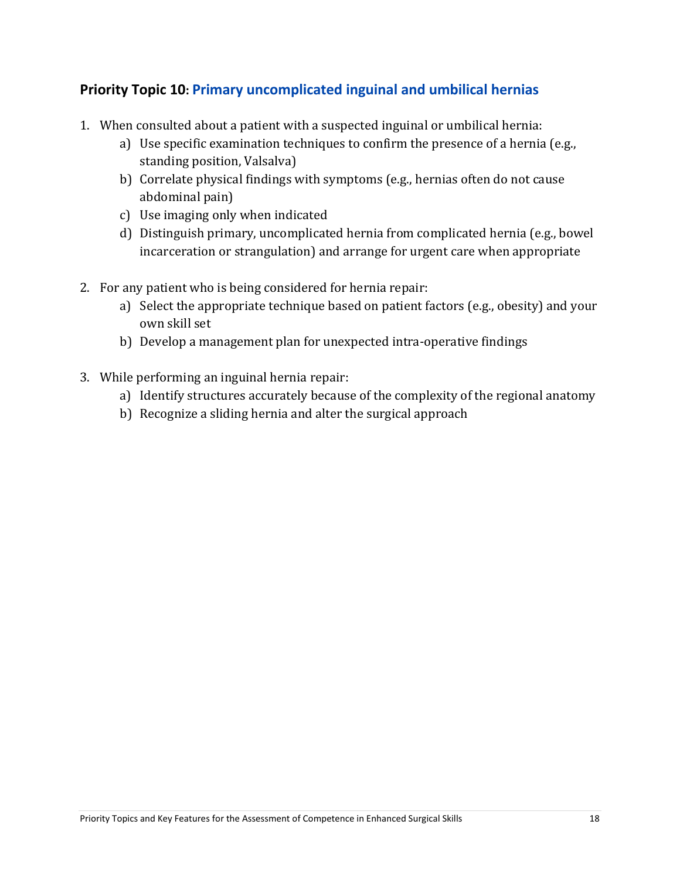## Priority Topic 10: Primary uncomplicated inguinal and umbilical hernias

1. When consulted about a patient with a suspected inguinal or umbilical hernia:
   a) Use specific examination techniques to confirm the presence of a hernia (e.g., standing position, Valsalva)
   b) Correlate physical findings with symptoms (e.g., hernias often do not cause abdominal pain)
   c) Use imaging only when indicated
   d) Distinguish primary, uncomplicated hernia from complicated hernia (e.g., bowel incarceration or strangulation) and arrange for urgent care when appropriate

2. For any patient who is being considered for hernia repair:
   a) Select the appropriate technique based on patient factors (e.g., obesity) and your own skill set
   b) Develop a management plan for unexpected intra-operative findings

3. While performing an inguinal hernia repair:
   a) Identify structures accurately because of the complexity of the regional anatomy
   b) Recognize a sliding hernia and alter the surgical approach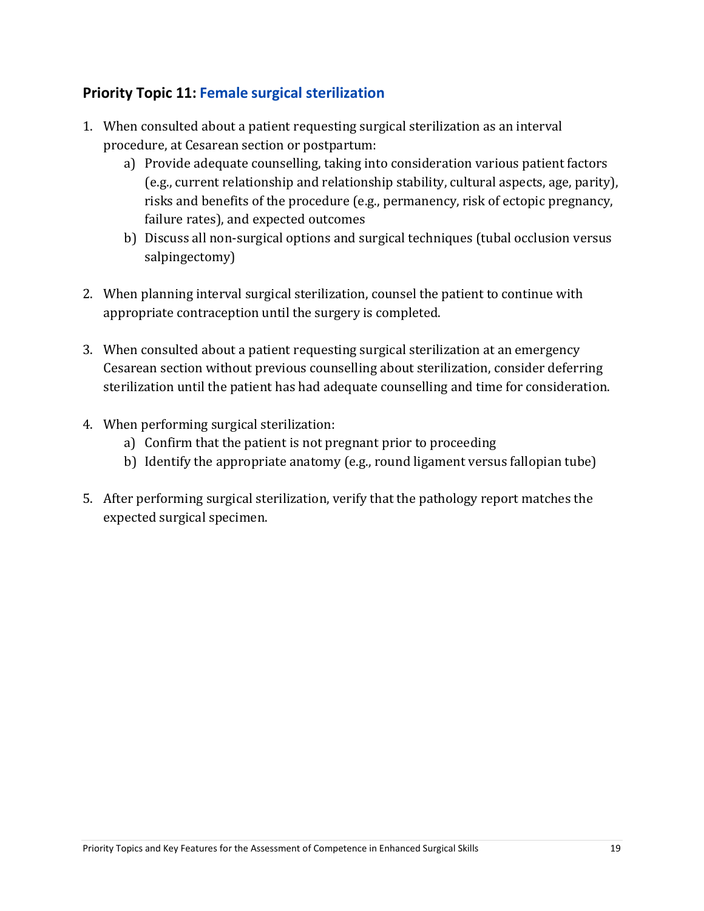## Priority Topic 11: Female surgical sterilization

1. When consulted about a patient requesting surgical sterilization as an interval procedure, at Cesarean section or postpartum:
    a) Provide adequate counselling, taking into consideration various patient factors (e.g., current relationship and relationship stability, cultural aspects, age, parity), risks and benefits of the procedure (e.g., permanency, risk of ectopic pregnancy, failure rates), and expected outcomes
    b) Discuss all non-surgical options and surgical techniques (tubal occlusion versus salpingectomy)

2. When planning interval surgical sterilization, counsel the patient to continue with appropriate contraception until the surgery is completed.

3. When consulted about a patient requesting surgical sterilization at an emergency Cesarean section without previous counselling about sterilization, consider deferring sterilization until the patient has had adequate counselling and time for consideration.

4. When performing surgical sterilization:
    a) Confirm that the patient is not pregnant prior to proceeding
    b) Identify the appropriate anatomy (e.g., round ligament versus fallopian tube)

5. After performing surgical sterilization, verify that the pathology report matches the expected surgical specimen.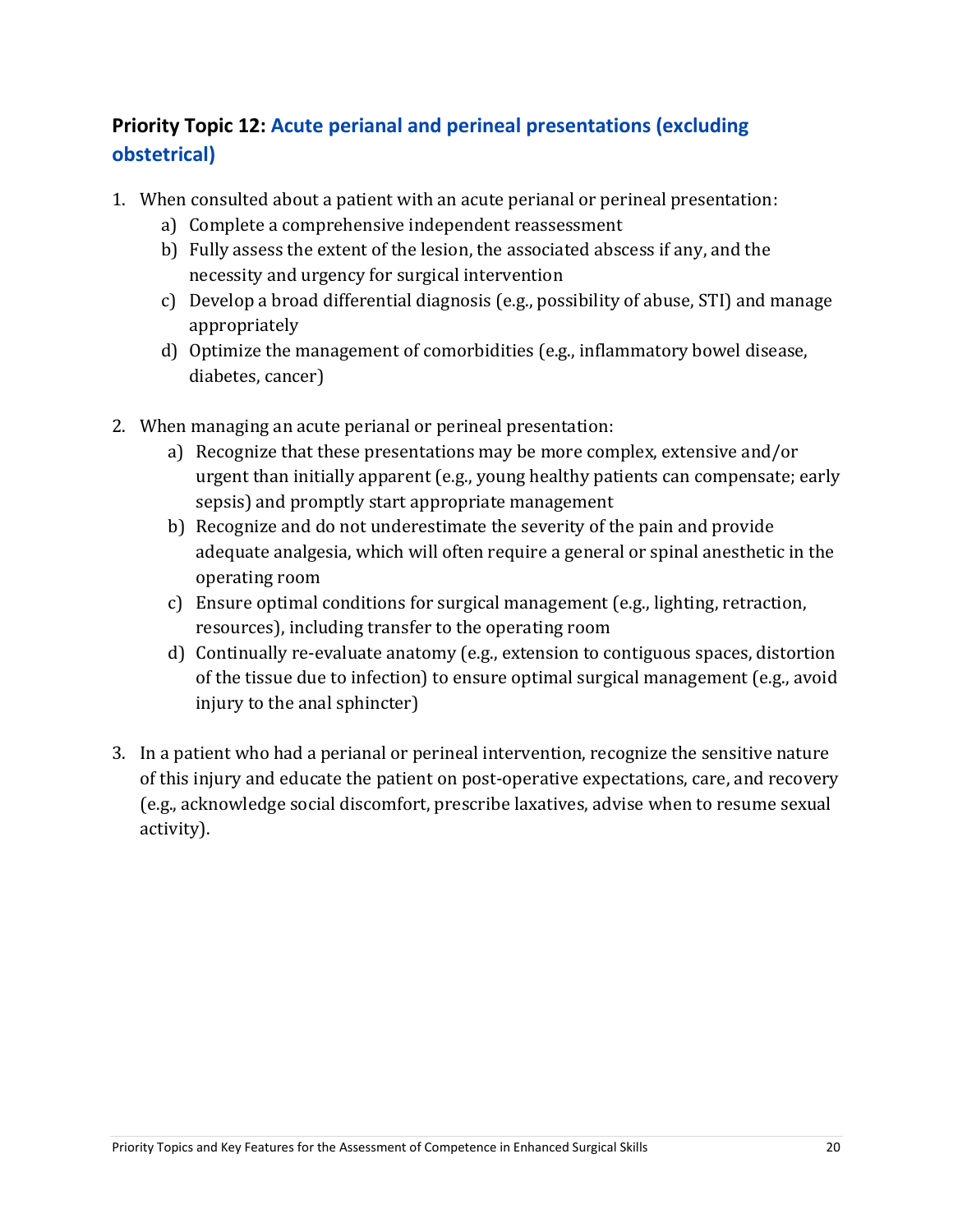## **Priority Topic 12: Acute perianal and perineal presentations (excluding obstetrical)**

1. When consulted about a patient with an acute perianal or perineal presentation:
    a) Complete a comprehensive independent reassessment
    b) Fully assess the extent of the lesion, the associated abscess if any, and the necessity and urgency for surgical intervention
    c) Develop a broad differential diagnosis (e.g., possibility of abuse, STI) and manage appropriately
    d) Optimize the management of comorbidities (e.g., inflammatory bowel disease, diabetes, cancer)

2. When managing an acute perianal or perineal presentation:
    a) Recognize that these presentations may be more complex, extensive and/or urgent than initially apparent (e.g., young healthy patients can compensate; early sepsis) and promptly start appropriate management
    b) Recognize and do not underestimate the severity of the pain and provide adequate analgesia, which will often require a general or spinal anesthetic in the operating room
    c) Ensure optimal conditions for surgical management (e.g., lighting, retraction, resources), including transfer to the operating room
    d) Continually re-evaluate anatomy (e.g., extension to contiguous spaces, distortion of the tissue due to infection) to ensure optimal surgical management (e.g., avoid injury to the anal sphincter)

3. In a patient who had a perianal or perineal intervention, recognize the sensitive nature of this injury and educate the patient on post-operative expectations, care, and recovery (e.g., acknowledge social discomfort, prescribe laxatives, advise when to resume sexual activity).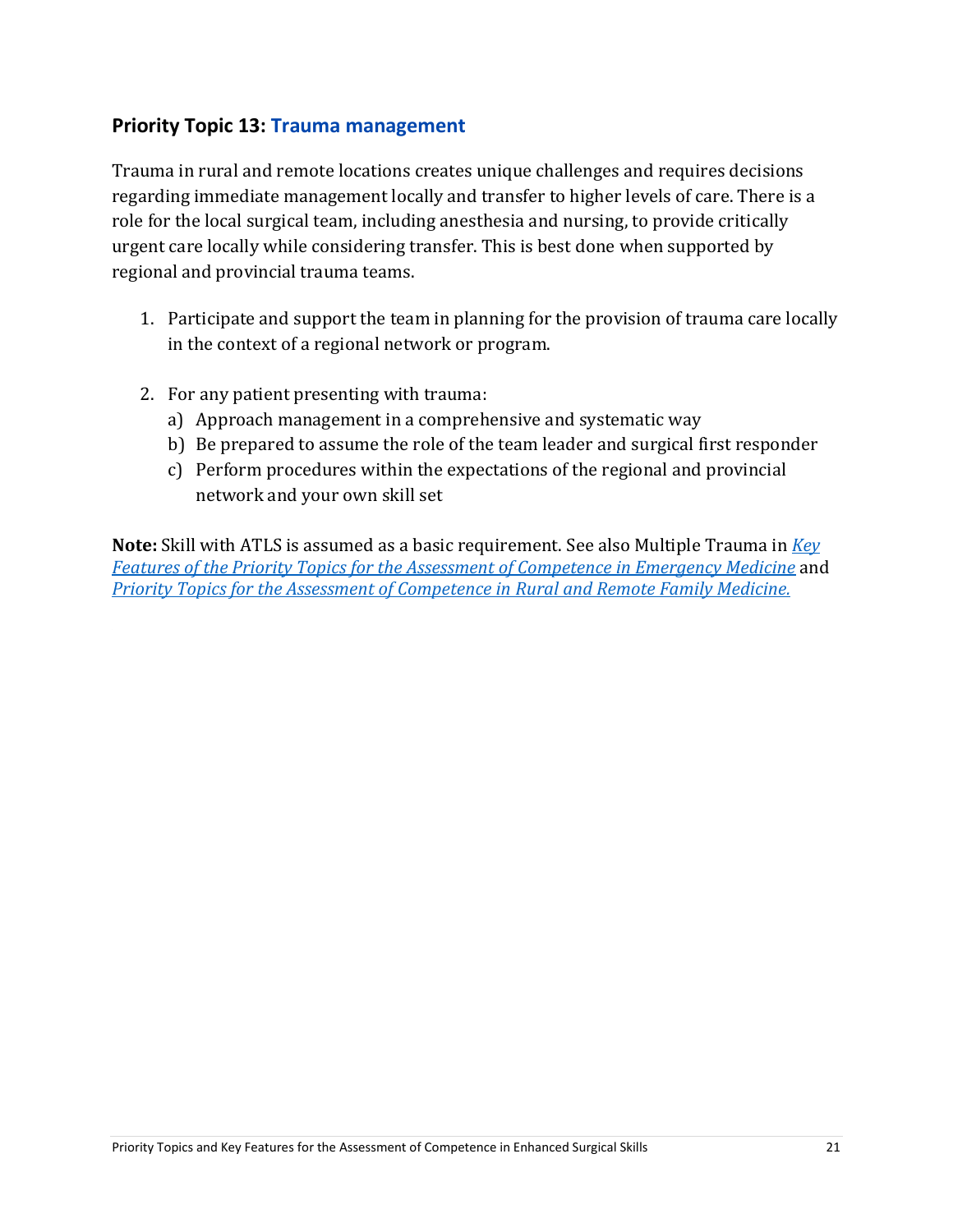## Priority Topic 13: Trauma management

Trauma in rural and remote locations creates unique challenges and requires decisions regarding immediate management locally and transfer to higher levels of care. There is a role for the local surgical team, including anesthesia and nursing, to provide critically urgent care locally while considering transfer. This is best done when supported by regional and provincial trauma teams.

1. Participate and support the team in planning for the provision of trauma care locally in the context of a regional network or program.

2. For any patient presenting with trauma:
   a) Approach management in a comprehensive and systematic way
   b) Be prepared to assume the role of the team leader and surgical first responder
   c) Perform procedures within the expectations of the regional and provincial network and your own skill set

**Note:** Skill with ATLS is assumed as a basic requirement. See also Multiple Trauma in *Key Features of the Priority Topics for the Assessment of Competence in Emergency Medicine* and *Priority Topics for the Assessment of Competence in Rural and Remote Family Medicine.*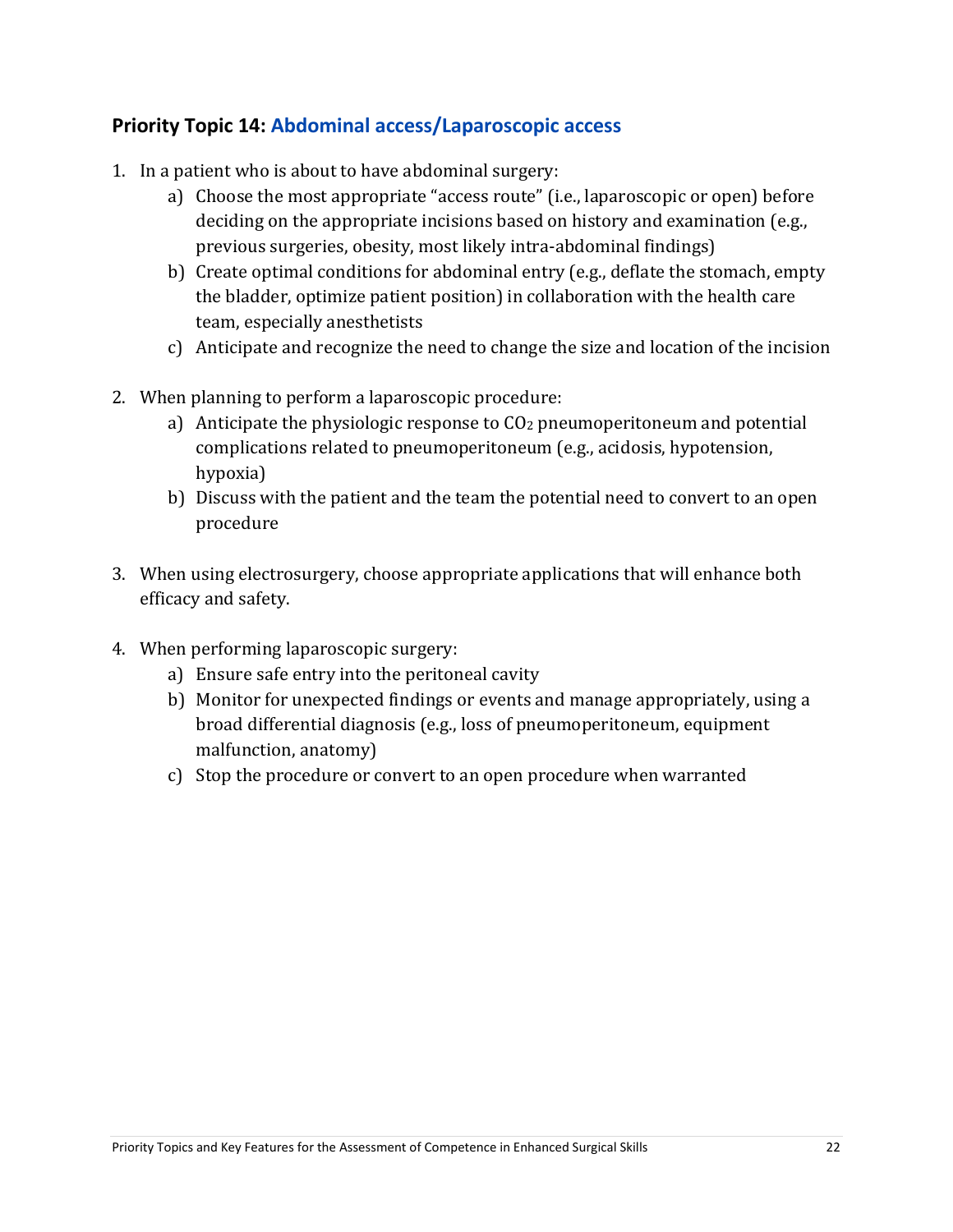## **Priority Topic 14: Abdominal access/Laparoscopic access**

1. In a patient who is about to have abdominal surgery:
    a) Choose the most appropriate “access route” (i.e., laparoscopic or open) before deciding on the appropriate incisions based on history and examination (e.g., previous surgeries, obesity, most likely intra-abdominal findings)
    b) Create optimal conditions for abdominal entry (e.g., deflate the stomach, empty the bladder, optimize patient position) in collaboration with the health care team, especially anesthetists
    c) Anticipate and recognize the need to change the size and location of the incision

2. When planning to perform a laparoscopic procedure:
    a) Anticipate the physiologic response to $CO_2$ pneumoperitoneum and potential complications related to pneumoperitoneum (e.g., acidosis, hypotension, hypoxia)
    b) Discuss with the patient and the team the potential need to convert to an open procedure

3. When using electrosurgery, choose appropriate applications that will enhance both efficacy and safety.

4. When performing laparoscopic surgery:
    a) Ensure safe entry into the peritoneal cavity
    b) Monitor for unexpected findings or events and manage appropriately, using a broad differential diagnosis (e.g., loss of pneumoperitoneum, equipment malfunction, anatomy)
    c) Stop the procedure or convert to an open procedure when warranted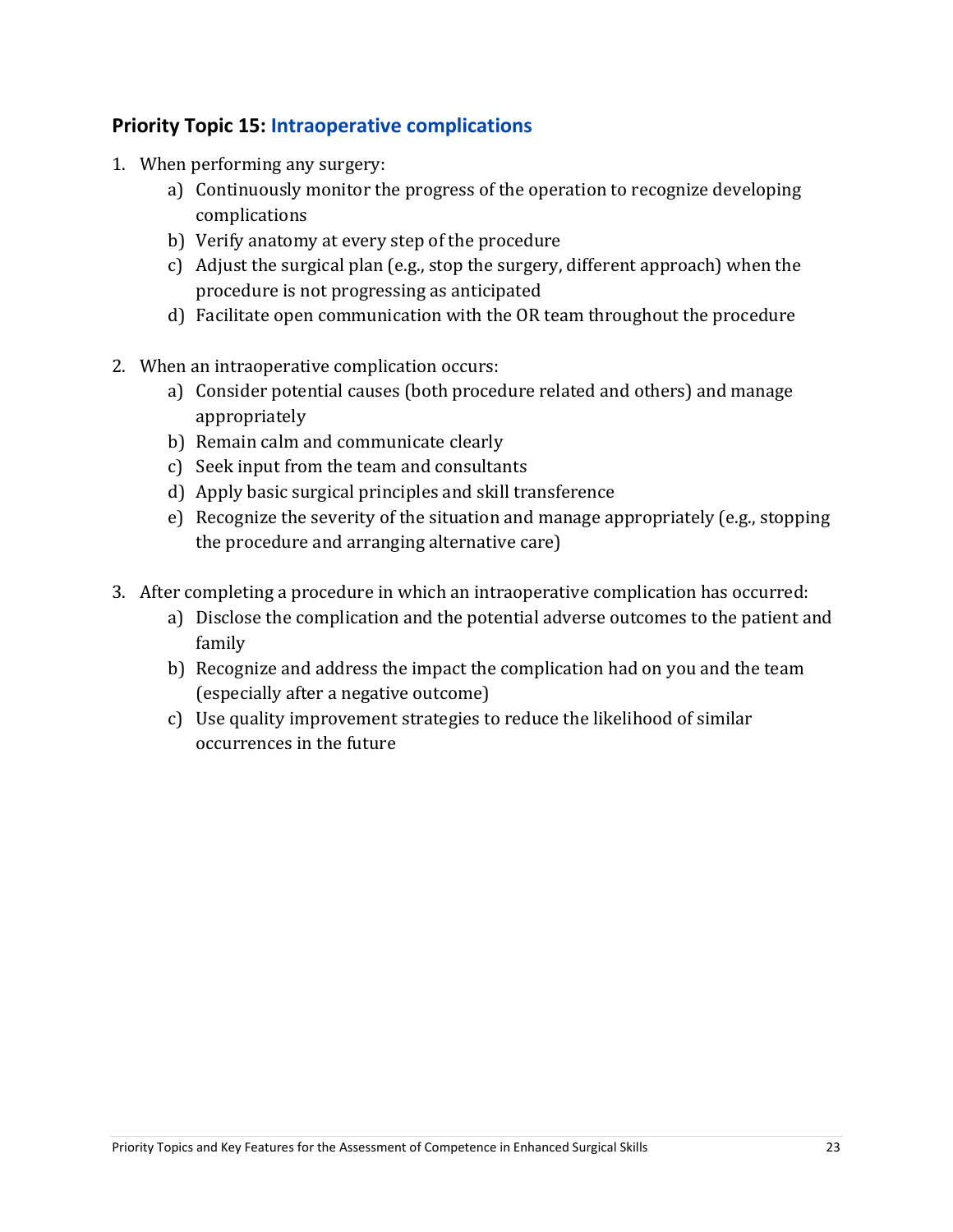## **Priority Topic 15:** Intraoperative complications

1. When performing any surgery:
    a) Continuously monitor the progress of the operation to recognize developing complications
    b) Verify anatomy at every step of the procedure
    c) Adjust the surgical plan (e.g., stop the surgery, different approach) when the procedure is not progressing as anticipated
    d) Facilitate open communication with the OR team throughout the procedure

2. When an intraoperative complication occurs:
    a) Consider potential causes (both procedure related and others) and manage appropriately
    b) Remain calm and communicate clearly
    c) Seek input from the team and consultants
    d) Apply basic surgical principles and skill transference
    e) Recognize the severity of the situation and manage appropriately (e.g., stopping the procedure and arranging alternative care)

3. After completing a procedure in which an intraoperative complication has occurred:
    a) Disclose the complication and the potential adverse outcomes to the patient and family
    b) Recognize and address the impact the complication had on you and the team (especially after a negative outcome)
    c) Use quality improvement strategies to reduce the likelihood of similar occurrences in the future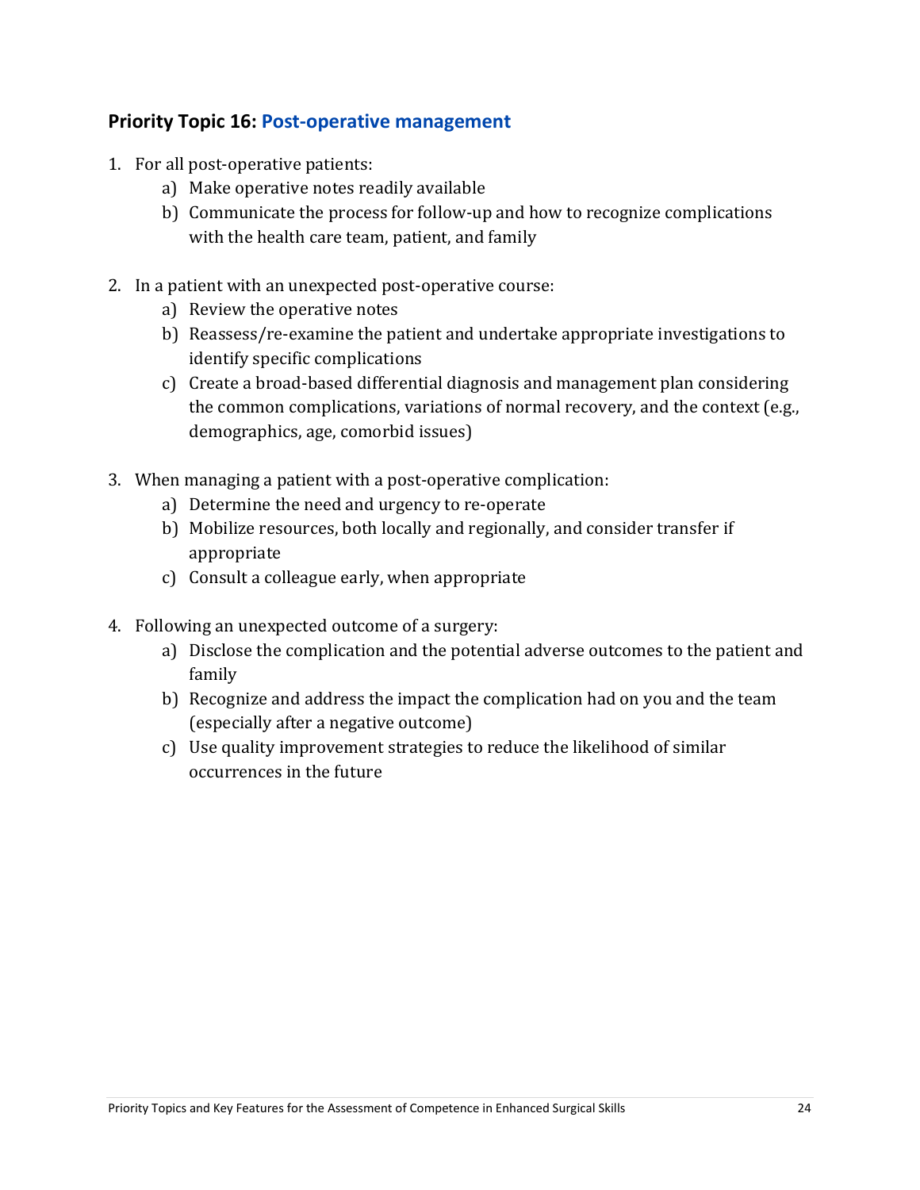## Priority Topic 16: Post-operative management

1. For all post-operative patients:
   a) Make operative notes readily available
   b) Communicate the process for follow-up and how to recognize complications with the health care team, patient, and family

2. In a patient with an unexpected post-operative course:
   a) Review the operative notes
   b) Reassess/re-examine the patient and undertake appropriate investigations to identify specific complications
   c) Create a broad-based differential diagnosis and management plan considering the common complications, variations of normal recovery, and the context (e.g., demographics, age, comorbid issues)

3. When managing a patient with a post-operative complication:
   a) Determine the need and urgency to re-operate
   b) Mobilize resources, both locally and regionally, and consider transfer if appropriate
   c) Consult a colleague early, when appropriate

4. Following an unexpected outcome of a surgery:
   a) Disclose the complication and the potential adverse outcomes to the patient and family
   b) Recognize and address the impact the complication had on you and the team (especially after a negative outcome)
   c) Use quality improvement strategies to reduce the likelihood of similar occurrences in the future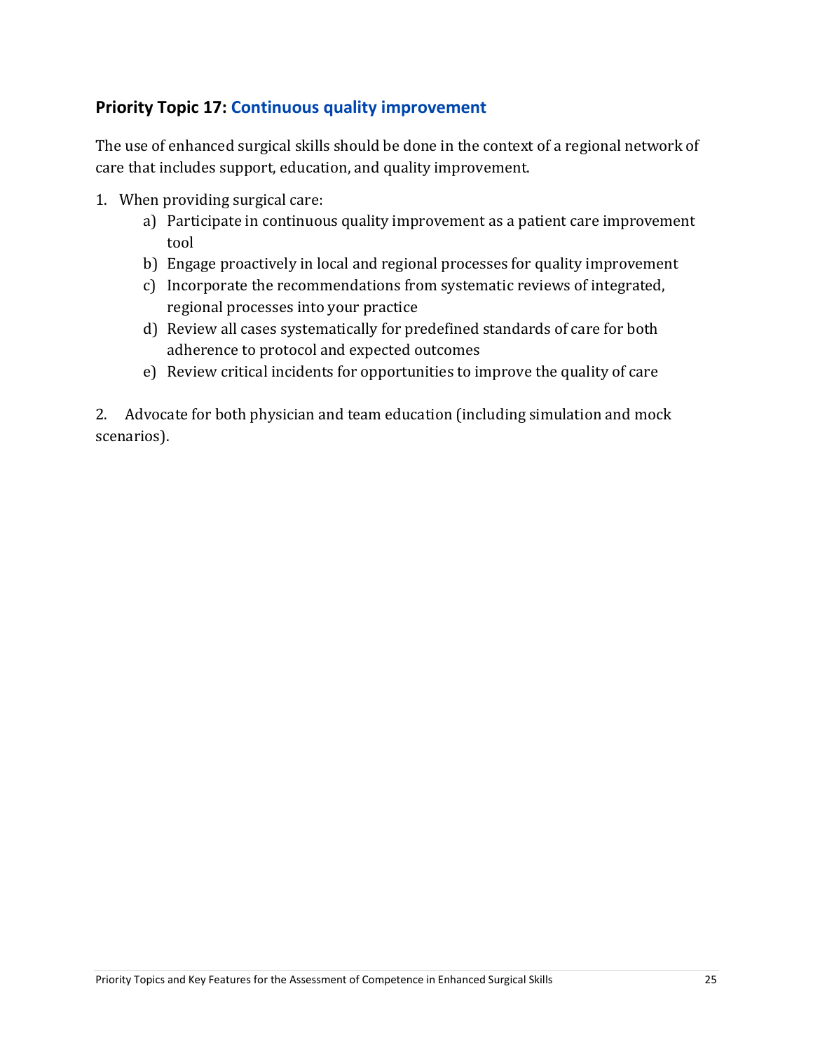## Priority Topic 17: Continuous quality improvement

The use of enhanced surgical skills should be done in the context of a regional network of care that includes support, education, and quality improvement.

1. When providing surgical care:
    a) Participate in continuous quality improvement as a patient care improvement tool
    b) Engage proactively in local and regional processes for quality improvement
    c) Incorporate the recommendations from systematic reviews of integrated, regional processes into your practice
    d) Review all cases systematically for predefined standards of care for both adherence to protocol and expected outcomes
    e) Review critical incidents for opportunities to improve the quality of care

2. Advocate for both physician and team education (including simulation and mock scenarios).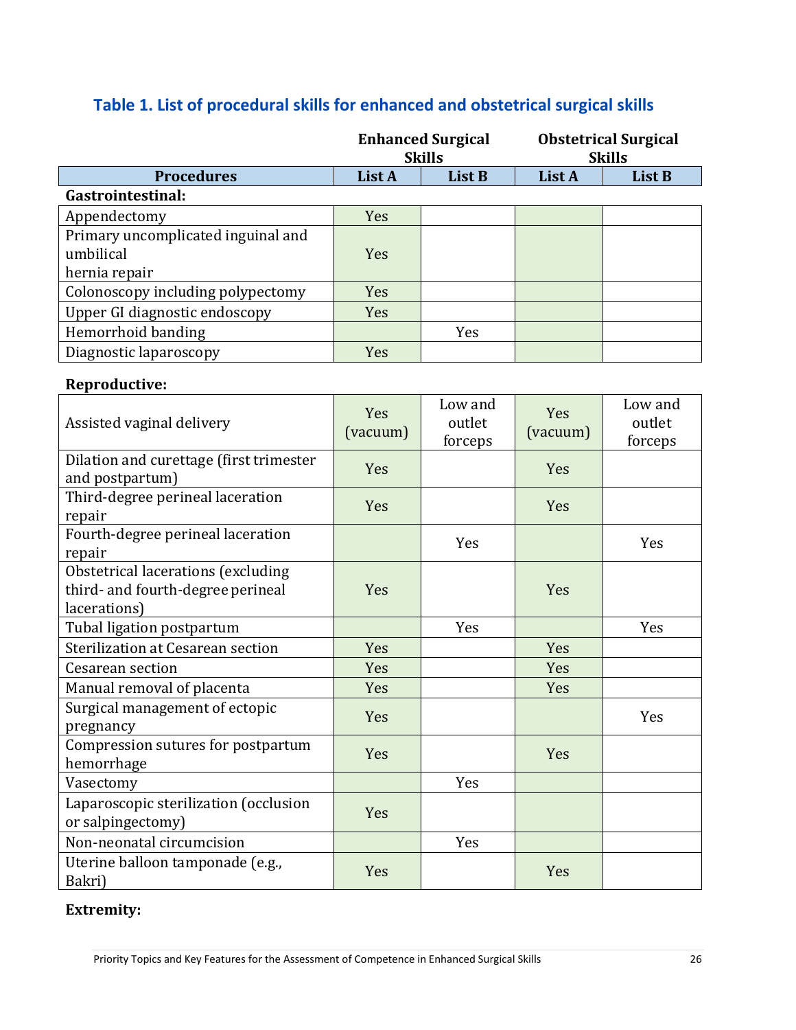## Table 1. List of procedural skills for enhanced and obstetrical surgical skills

| | Enhanced Surgical Skills | | Obstetrical Surgical Skills | |
|---|---|---|---|---|
| **Procedures** | **List A** | **List B** | **List A** | **List B** |
| **Gastrointestinal:** | | | | |
| Appendectomy | Yes | | | |
| Primary uncomplicated inguinal and umbilical hernia repair | Yes | | | |
| Colonoscopy including polypectomy | Yes | | | |
| Upper GI diagnostic endoscopy | Yes | | | |
| Hemorrhoid banding | | Yes | | |
| Diagnostic laparoscopy | Yes | | | |
| **Reproductive:** | | | | |
| Assisted vaginal delivery | Yes (vacuum) | Low and outlet forceps | Yes (vacuum) | Low and outlet forceps |
| Dilation and curettage (first trimester and postpartum) | Yes | | Yes | |
| Third-degree perineal laceration repair | Yes | | Yes | |
| Fourth-degree perineal laceration repair | | Yes | | Yes |
| Obstetrical lacerations (excluding third- and fourth-degree perineal lacerations) | Yes | | Yes | |
| Tubal ligation postpartum | | Yes | | Yes |
| Sterilization at Cesarean section | Yes | | Yes | |
| Cesarean section | Yes | | Yes | |
| Manual removal of placenta | Yes | | Yes | |
| Surgical management of ectopic pregnancy | Yes | | | Yes |
| Compression sutures for postpartum hemorrhage | Yes | | Yes | |
| Vasectomy | | Yes | | |
| Laparoscopic sterilization (occlusion or salpingectomy) | Yes | | | |
| Non-neonatal circumcision | | Yes | | |
| Uterine balloon tamponade (e.g., Bakri) | Yes | | Yes | |

**Extremity:**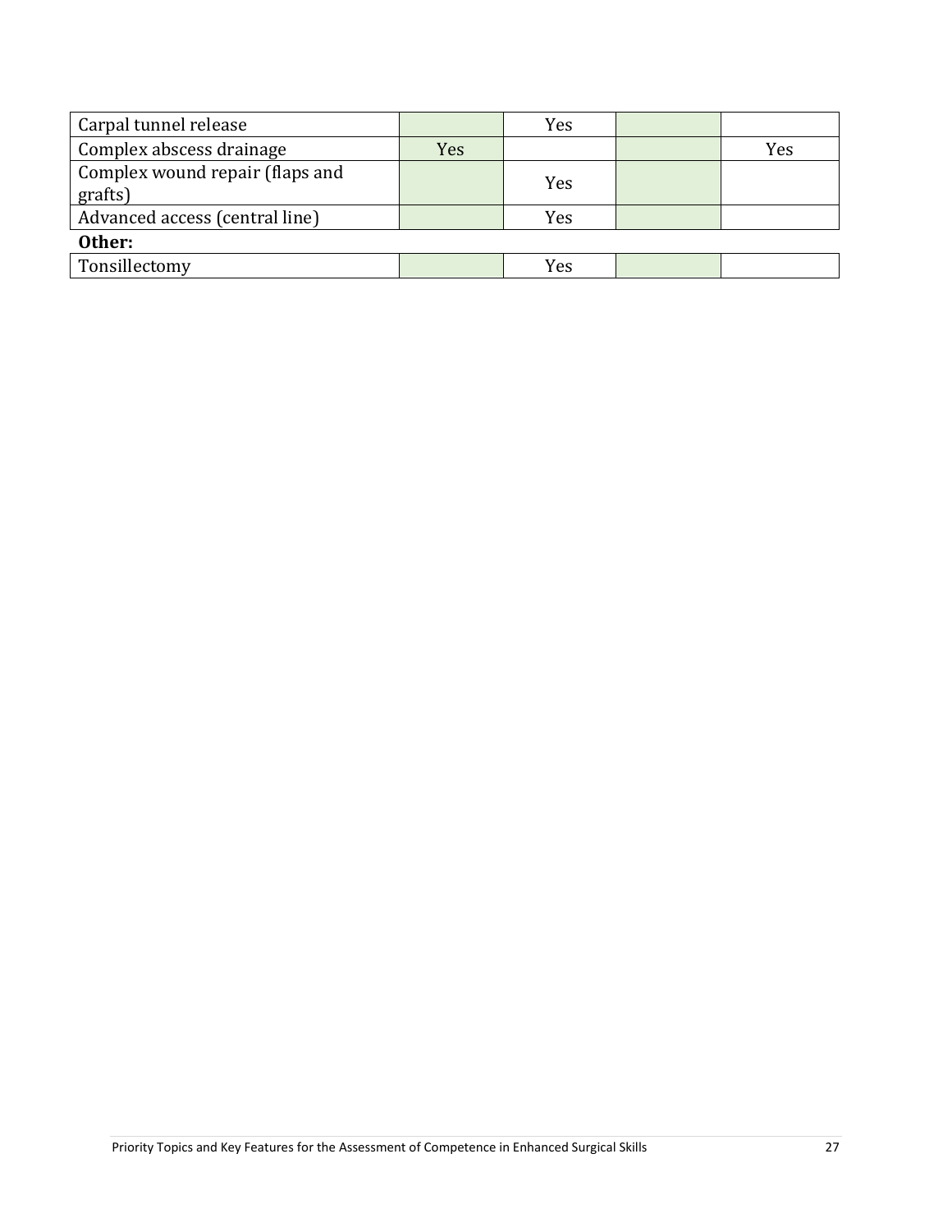| | | | | |
|---|---|---|---|---|
| Carpal tunnel release | | Yes | | |
| Complex abscess drainage | Yes | | | Yes |
| Complex wound repair (flaps and grafts) | | Yes | | |
| Advanced access (central line) | | Yes | | |
| **Other:** | | | | |
| Tonsillectomy | | Yes | | |